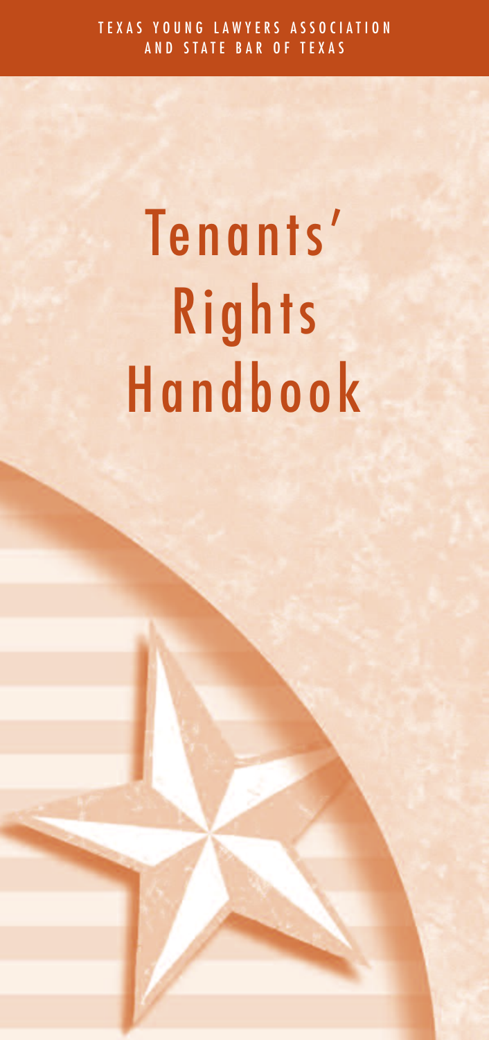TEXAS YOUNG LAWYERS ASSOCIATION AND STATE BAR OF TEXAS

# Tenants' Rights Handbook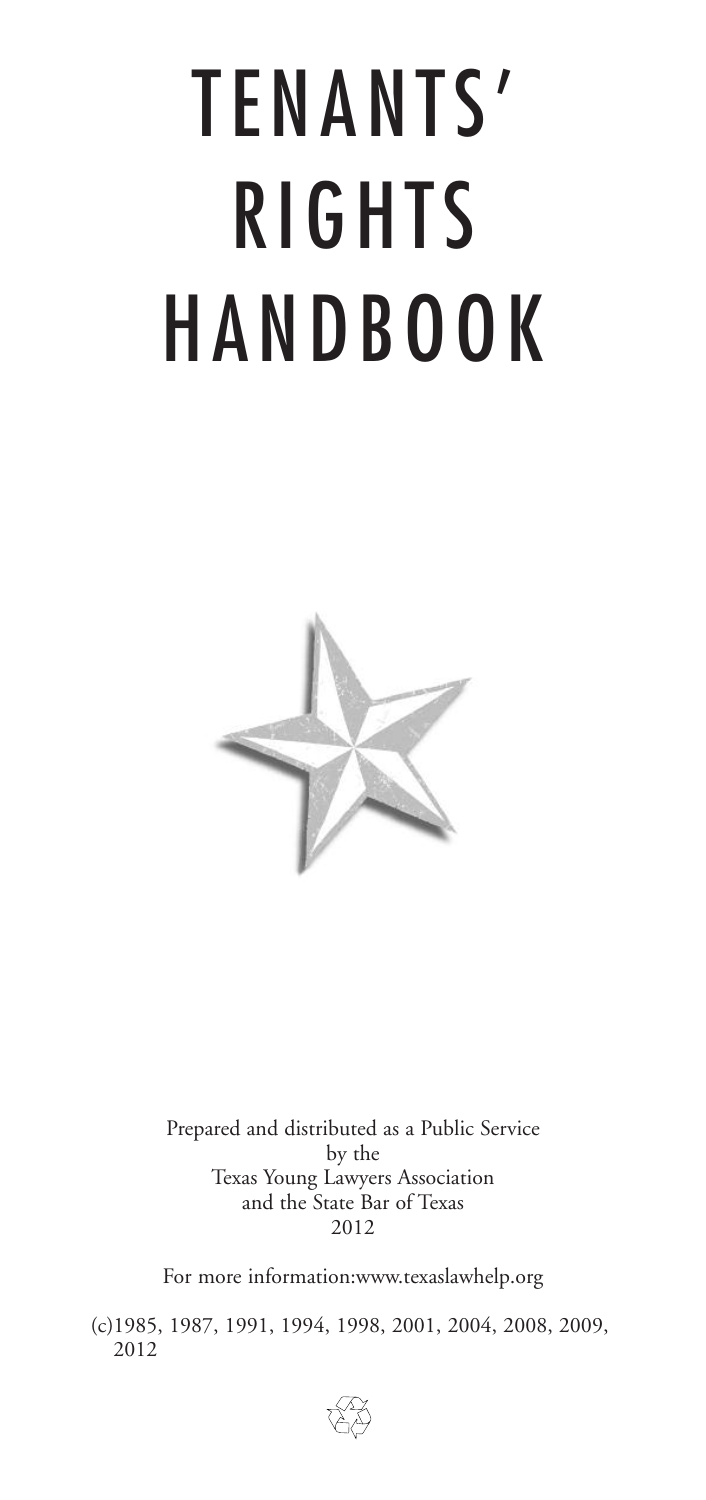# TENANTS' RIGHTS HANDBOOK

Prepared and distributed as a Public Service
by the
Texas Young Lawyers Association
and the State Bar of Texas
2012

For more information:www.texaslawhelp.org

(c)1985, 1987, 1991, 1994, 1998, 2001, 2004, 2008, 2009, 2012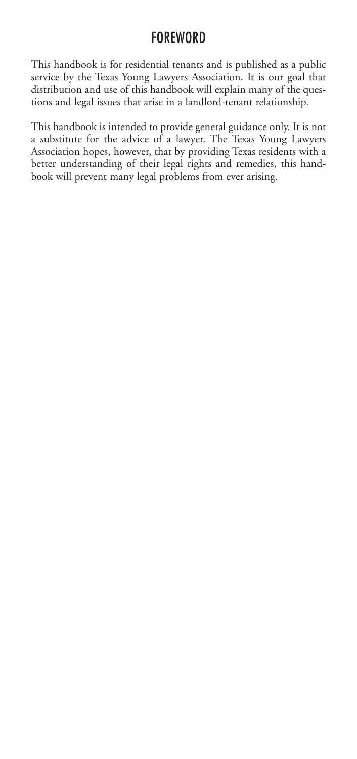# FOREWORD

This handbook is for residential tenants and is published as a public service by the Texas Young Lawyers Association. It is our goal that distribution and use of this handbook will explain many of the questions and legal issues that arise in a landlord-tenant relationship.

This handbook is intended to provide general guidance only. It is not a substitute for the advice of a lawyer. The Texas Young Lawyers Association hopes, however, that by providing Texas residents with a better understanding of their legal rights and remedies, this handbook will prevent many legal problems from ever arising.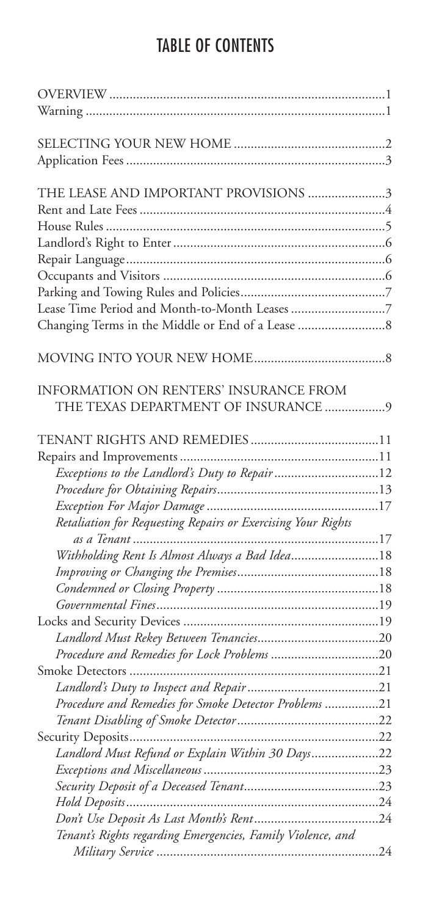# TABLE OF CONTENTS

OVERVIEW ..... 1
Warning ..... 1

SELECTING YOUR NEW HOME ..... 2
Application Fees ..... 3

THE LEASE AND IMPORTANT PROVISIONS ..... 3
Rent and Late Fees ..... 4
House Rules ..... 5
Landlord's Right to Enter ..... 6
Repair Language ..... 6
Occupants and Visitors ..... 6
Parking and Towing Rules and Policies ..... 7
Lease Time Period and Month-to-Month Leases ..... 7
Changing Terms in the Middle or End of a Lease ..... 8

MOVING INTO YOUR NEW HOME ..... 8

INFORMATION ON RENTERS' INSURANCE FROM THE TEXAS DEPARTMENT OF INSURANCE ..... 9

TENANT RIGHTS AND REMEDIES ..... 11
Repairs and Improvements ..... 11
*Exceptions to the Landlord's Duty to Repair* ..... 12
*Procedure for Obtaining Repairs* ..... 13
*Exception For Major Damage* ..... 17
*Retaliation for Requesting Repairs or Exercising Your Rights as a Tenant* ..... 17
*Withholding Rent Is Almost Always a Bad Idea* ..... 18
*Improving or Changing the Premises* ..... 18
*Condemned or Closing Property* ..... 18
*Governmental Fines* ..... 19
Locks and Security Devices ..... 19
*Landlord Must Rekey Between Tenancies* ..... 20
*Procedure and Remedies for Lock Problems* ..... 20
Smoke Detectors ..... 21
*Landlord's Duty to Inspect and Repair* ..... 21
*Procedure and Remedies for Smoke Detector Problems* ..... 21
*Tenant Disabling of Smoke Detector* ..... 22
Security Deposits ..... 22
*Landlord Must Refund or Explain Within 30 Days* ..... 22
*Exceptions and Miscellaneous* ..... 23
*Security Deposit of a Deceased Tenant* ..... 23
*Hold Deposits* ..... 24
*Don't Use Deposit As Last Month's Rent* ..... 24
*Tenant's Rights regarding Emergencies, Family Violence, and Military Service* ..... 24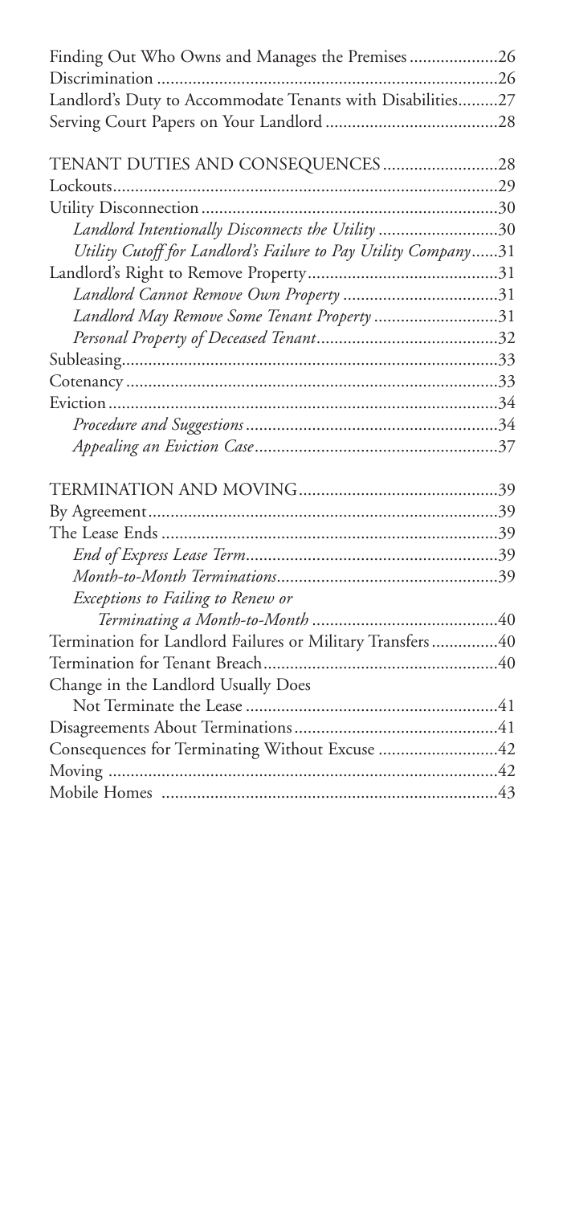Finding Out Who Owns and Manages the Premises....................26
Discrimination ............................................................................26
Landlord's Duty to Accommodate Tenants with Disabilities.........27
Serving Court Papers on Your Landlord .......................................28

TENANT DUTIES AND CONSEQUENCES .........................28
Lockouts......................................................................................29
Utility Disconnection ..................................................................30
*Landlord Intentionally Disconnects the Utility ..........................30*
*Utility Cutoff for Landlord's Failure to Pay Utility Company......31*
Landlord's Right to Remove Property...........................................31
*Landlord Cannot Remove Own Property ...................................31*
*Landlord May Remove Some Tenant Property ...........................31*
*Personal Property of Deceased Tenant........................................32*
Subleasing....................................................................................33
Cotenancy ...................................................................................33
Eviction .......................................................................................34
*Procedure and Suggestions .........................................................34*
*Appealing an Eviction Case.......................................................37*

TERMINATION AND MOVING............................................39
By Agreement..............................................................................39
The Lease Ends ...........................................................................39
*End of Express Lease Term.........................................................39*
*Month-to-Month Terminations..................................................39*
*Exceptions to Failing to Renew or Terminating a Month-to-Month ..........................................40*
Termination for Landlord Failures or Military Transfers...............40
Termination for Tenant Breach....................................................40
Change in the Landlord Usually Does Not Terminate the Lease .........................................................41
Disagreements About Terminations.............................................41
Consequences for Terminating Without Excuse ...........................42
Moving .......................................................................................42
Mobile Homes ...........................................................................43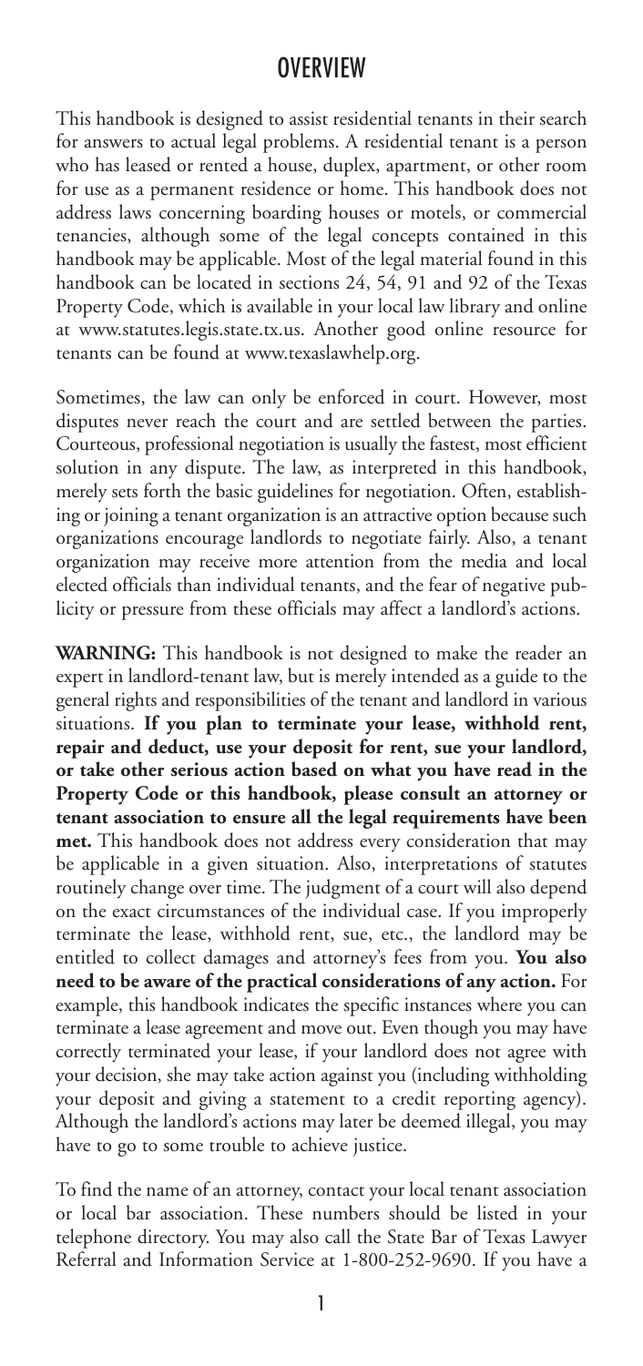# OVERVIEW

This handbook is designed to assist residential tenants in their search for answers to actual legal problems. A residential tenant is a person who has leased or rented a house, duplex, apartment, or other room for use as a permanent residence or home. This handbook does not address laws concerning boarding houses or motels, or commercial tenancies, although some of the legal concepts contained in this handbook may be applicable. Most of the legal material found in this handbook can be located in sections 24, 54, 91 and 92 of the Texas Property Code, which is available in your local law library and online at www.statutes.legis.state.tx.us. Another good online resource for tenants can be found at www.texaslawhelp.org.

Sometimes, the law can only be enforced in court. However, most disputes never reach the court and are settled between the parties. Courteous, professional negotiation is usually the fastest, most efficient solution in any dispute. The law, as interpreted in this handbook, merely sets forth the basic guidelines for negotiation. Often, establishing or joining a tenant organization is an attractive option because such organizations encourage landlords to negotiate fairly. Also, a tenant organization may receive more attention from the media and local elected officials than individual tenants, and the fear of negative publicity or pressure from these officials may affect a landlord's actions.

**WARNING:** This handbook is not designed to make the reader an expert in landlord-tenant law, but is merely intended as a guide to the general rights and responsibilities of the tenant and landlord in various situations. **If you plan to terminate your lease, withhold rent, repair and deduct, use your deposit for rent, sue your landlord, or take other serious action based on what you have read in the Property Code or this handbook, please consult an attorney or tenant association to ensure all the legal requirements have been met.** This handbook does not address every consideration that may be applicable in a given situation. Also, interpretations of statutes routinely change over time. The judgment of a court will also depend on the exact circumstances of the individual case. If you improperly terminate the lease, withhold rent, sue, etc., the landlord may be entitled to collect damages and attorney's fees from you. **You also need to be aware of the practical considerations of any action.** For example, this handbook indicates the specific instances where you can terminate a lease agreement and move out. Even though you may have correctly terminated your lease, if your landlord does not agree with your decision, she may take action against you (including withholding your deposit and giving a statement to a credit reporting agency). Although the landlord's actions may later be deemed illegal, you may have to go to some trouble to achieve justice.

To find the name of an attorney, contact your local tenant association or local bar association. These numbers should be listed in your telephone directory. You may also call the State Bar of Texas Lawyer Referral and Information Service at 1-800-252-9690. If you have a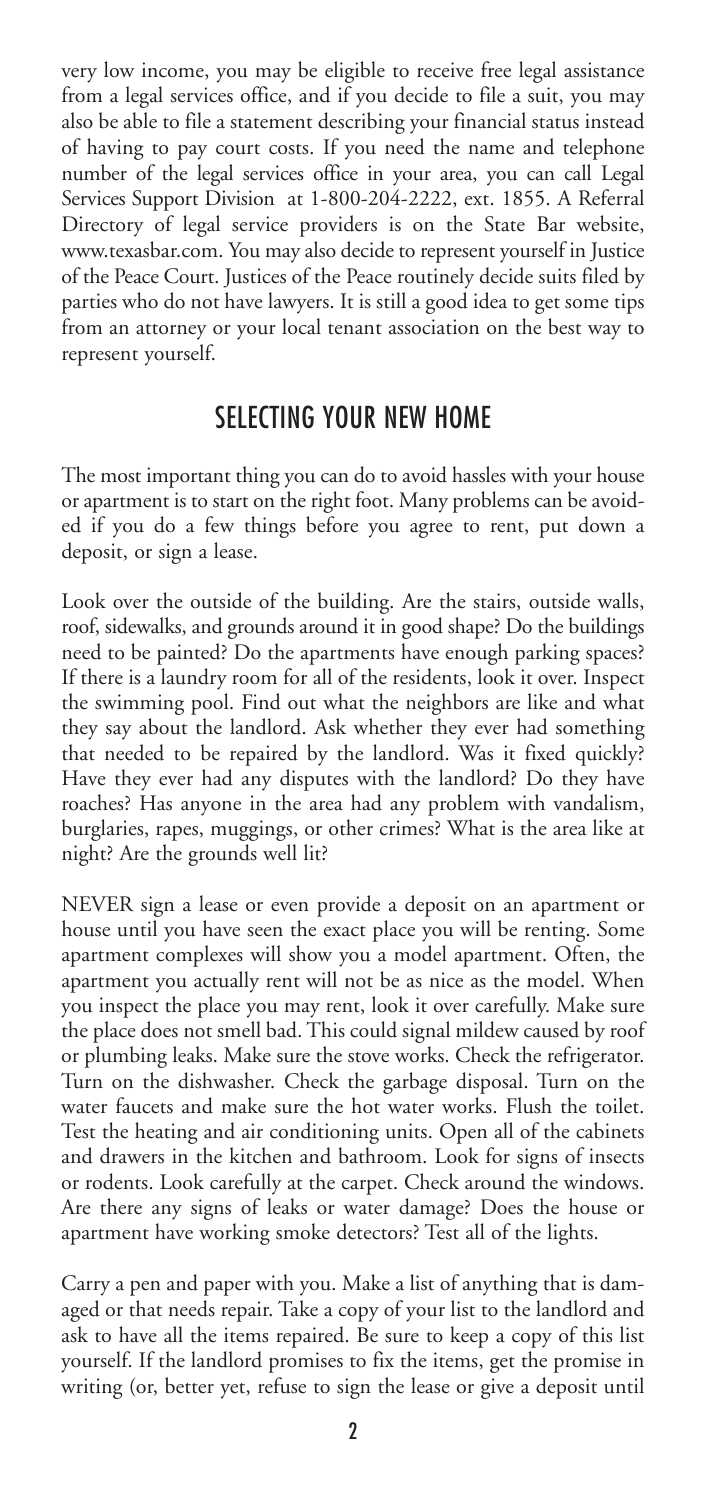very low income, you may be eligible to receive free legal assistance from a legal services office, and if you decide to file a suit, you may also be able to file a statement describing your financial status instead of having to pay court costs. If you need the name and telephone number of the legal services office in your area, you can call Legal Services Support Division at 1-800-204-2222, ext. 1855. A Referral Directory of legal service providers is on the State Bar website, www.texasbar.com. You may also decide to represent yourself in Justice of the Peace Court. Justices of the Peace routinely decide suits filed by parties who do not have lawyers. It is still a good idea to get some tips from an attorney or your local tenant association on the best way to represent yourself.

## SELECTING YOUR NEW HOME

The most important thing you can do to avoid hassles with your house or apartment is to start on the right foot. Many problems can be avoided if you do a few things before you agree to rent, put down a deposit, or sign a lease.

Look over the outside of the building. Are the stairs, outside walls, roof, sidewalks, and grounds around it in good shape? Do the buildings need to be painted? Do the apartments have enough parking spaces? If there is a laundry room for all of the residents, look it over. Inspect the swimming pool. Find out what the neighbors are like and what they say about the landlord. Ask whether they ever had something that needed to be repaired by the landlord. Was it fixed quickly? Have they ever had any disputes with the landlord? Do they have roaches? Has anyone in the area had any problem with vandalism, burglaries, rapes, muggings, or other crimes? What is the area like at night? Are the grounds well lit?

NEVER sign a lease or even provide a deposit on an apartment or house until you have seen the exact place you will be renting. Some apartment complexes will show you a model apartment. Often, the apartment you actually rent will not be as nice as the model. When you inspect the place you may rent, look it over carefully. Make sure the place does not smell bad. This could signal mildew caused by roof or plumbing leaks. Make sure the stove works. Check the refrigerator. Turn on the dishwasher. Check the garbage disposal. Turn on the water faucets and make sure the hot water works. Flush the toilet. Test the heating and air conditioning units. Open all of the cabinets and drawers in the kitchen and bathroom. Look for signs of insects or rodents. Look carefully at the carpet. Check around the windows. Are there any signs of leaks or water damage? Does the house or apartment have working smoke detectors? Test all of the lights.

Carry a pen and paper with you. Make a list of anything that is damaged or that needs repair. Take a copy of your list to the landlord and ask to have all the items repaired. Be sure to keep a copy of this list yourself. If the landlord promises to fix the items, get the promise in writing (or, better yet, refuse to sign the lease or give a deposit until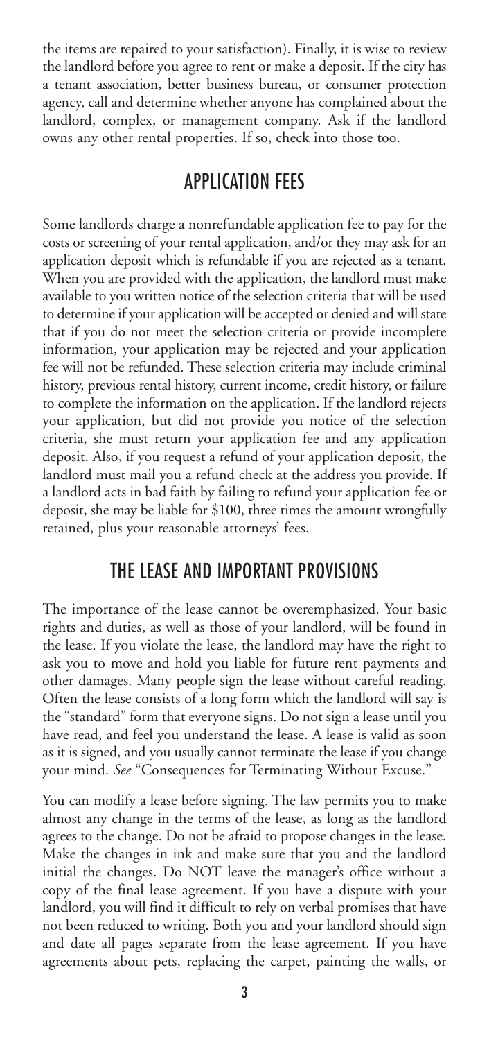the items are repaired to your satisfaction). Finally, it is wise to review the landlord before you agree to rent or make a deposit. If the city has a tenant association, better business bureau, or consumer protection agency, call and determine whether anyone has complained about the landlord, complex, or management company. Ask if the landlord owns any other rental properties. If so, check into those too.

## APPLICATION FEES

Some landlords charge a nonrefundable application fee to pay for the costs or screening of your rental application, and/or they may ask for an application deposit which is refundable if you are rejected as a tenant. When you are provided with the application, the landlord must make available to you written notice of the selection criteria that will be used to determine if your application will be accepted or denied and will state that if you do not meet the selection criteria or provide incomplete information, your application may be rejected and your application fee will not be refunded. These selection criteria may include criminal history, previous rental history, current income, credit history, or failure to complete the information on the application. If the landlord rejects your application, but did not provide you notice of the selection criteria, she must return your application fee and any application deposit. Also, if you request a refund of your application deposit, the landlord must mail you a refund check at the address you provide. If a landlord acts in bad faith by failing to refund your application fee or deposit, she may be liable for $100, three times the amount wrongfully retained, plus your reasonable attorneys' fees.

## THE LEASE AND IMPORTANT PROVISIONS

The importance of the lease cannot be overemphasized. Your basic rights and duties, as well as those of your landlord, will be found in the lease. If you violate the lease, the landlord may have the right to ask you to move and hold you liable for future rent payments and other damages. Many people sign the lease without careful reading. Often the lease consists of a long form which the landlord will say is the "standard" form that everyone signs. Do not sign a lease until you have read, and feel you understand the lease. A lease is valid as soon as it is signed, and you usually cannot terminate the lease if you change your mind. *See* "Consequences for Terminating Without Excuse."

You can modify a lease before signing. The law permits you to make almost any change in the terms of the lease, as long as the landlord agrees to the change. Do not be afraid to propose changes in the lease. Make the changes in ink and make sure that you and the landlord initial the changes. Do NOT leave the manager's office without a copy of the final lease agreement. If you have a dispute with your landlord, you will find it difficult to rely on verbal promises that have not been reduced to writing. Both you and your landlord should sign and date all pages separate from the lease agreement. If you have agreements about pets, replacing the carpet, painting the walls, or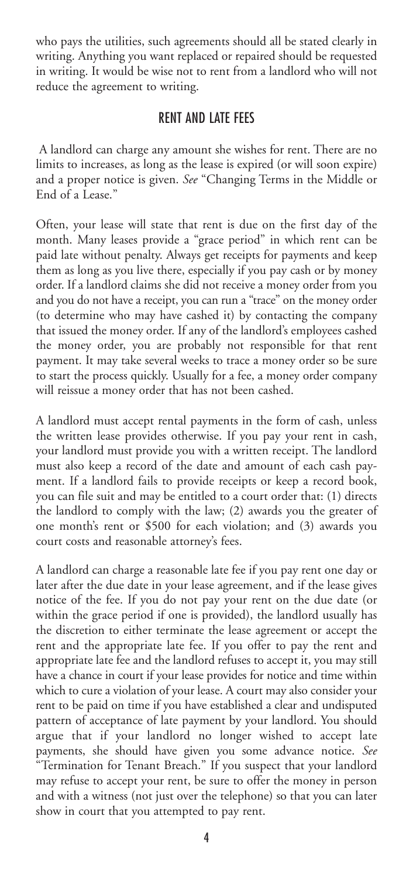who pays the utilities, such agreements should all be stated clearly in writing. Anything you want replaced or repaired should be requested in writing. It would be wise not to rent from a landlord who will not reduce the agreement to writing.

## RENT AND LATE FEES

A landlord can charge any amount she wishes for rent. There are no limits to increases, as long as the lease is expired (or will soon expire) and a proper notice is given. *See* "Changing Terms in the Middle or End of a Lease."

Often, your lease will state that rent is due on the first day of the month. Many leases provide a "grace period" in which rent can be paid late without penalty. Always get receipts for payments and keep them as long as you live there, especially if you pay cash or by money order. If a landlord claims she did not receive a money order from you and you do not have a receipt, you can run a "trace" on the money order (to determine who may have cashed it) by contacting the company that issued the money order. If any of the landlord's employees cashed the money order, you are probably not responsible for that rent payment. It may take several weeks to trace a money order so be sure to start the process quickly. Usually for a fee, a money order company will reissue a money order that has not been cashed.

A landlord must accept rental payments in the form of cash, unless the written lease provides otherwise. If you pay your rent in cash, your landlord must provide you with a written receipt. The landlord must also keep a record of the date and amount of each cash payment. If a landlord fails to provide receipts or keep a record book, you can file suit and may be entitled to a court order that: (1) directs the landlord to comply with the law; (2) awards you the greater of one month's rent or $500 for each violation; and (3) awards you court costs and reasonable attorney's fees.

A landlord can charge a reasonable late fee if you pay rent one day or later after the due date in your lease agreement, and if the lease gives notice of the fee. If you do not pay your rent on the due date (or within the grace period if one is provided), the landlord usually has the discretion to either terminate the lease agreement or accept the rent and the appropriate late fee. If you offer to pay the rent and appropriate late fee and the landlord refuses to accept it, you may still have a chance in court if your lease provides for notice and time within which to cure a violation of your lease. A court may also consider your rent to be paid on time if you have established a clear and undisputed pattern of acceptance of late payment by your landlord. You should argue that if your landlord no longer wished to accept late payments, she should have given you some advance notice. *See* "Termination for Tenant Breach." If you suspect that your landlord may refuse to accept your rent, be sure to offer the money in person and with a witness (not just over the telephone) so that you can later show in court that you attempted to pay rent.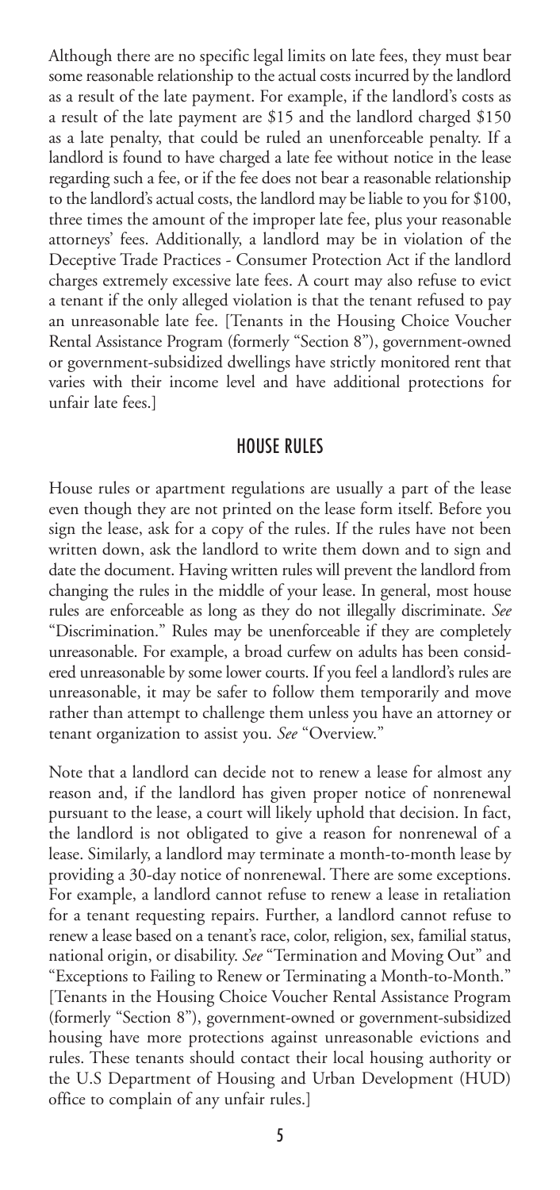Although there are no specific legal limits on late fees, they must bear some reasonable relationship to the actual costs incurred by the landlord as a result of the late payment. For example, if the landlord's costs as a result of the late payment are $15 and the landlord charged $150 as a late penalty, that could be ruled an unenforceable penalty. If a landlord is found to have charged a late fee without notice in the lease regarding such a fee, or if the fee does not bear a reasonable relationship to the landlord's actual costs, the landlord may be liable to you for $100, three times the amount of the improper late fee, plus your reasonable attorneys' fees. Additionally, a landlord may be in violation of the Deceptive Trade Practices - Consumer Protection Act if the landlord charges extremely excessive late fees. A court may also refuse to evict a tenant if the only alleged violation is that the tenant refused to pay an unreasonable late fee. [Tenants in the Housing Choice Voucher Rental Assistance Program (formerly "Section 8"), government-owned or government-subsidized dwellings have strictly monitored rent that varies with their income level and have additional protections for unfair late fees.]

## HOUSE RULES

House rules or apartment regulations are usually a part of the lease even though they are not printed on the lease form itself. Before you sign the lease, ask for a copy of the rules. If the rules have not been written down, ask the landlord to write them down and to sign and date the document. Having written rules will prevent the landlord from changing the rules in the middle of your lease. In general, most house rules are enforceable as long as they do not illegally discriminate. *See* "Discrimination." Rules may be unenforceable if they are completely unreasonable. For example, a broad curfew on adults has been considered unreasonable by some lower courts. If you feel a landlord's rules are unreasonable, it may be safer to follow them temporarily and move rather than attempt to challenge them unless you have an attorney or tenant organization to assist you. *See* "Overview."

Note that a landlord can decide not to renew a lease for almost any reason and, if the landlord has given proper notice of nonrenewal pursuant to the lease, a court will likely uphold that decision. In fact, the landlord is not obligated to give a reason for nonrenewal of a lease. Similarly, a landlord may terminate a month-to-month lease by providing a 30-day notice of nonrenewal. There are some exceptions. For example, a landlord cannot refuse to renew a lease in retaliation for a tenant requesting repairs. Further, a landlord cannot refuse to renew a lease based on a tenant's race, color, religion, sex, familial status, national origin, or disability. *See* "Termination and Moving Out" and "Exceptions to Failing to Renew or Terminating a Month-to-Month." [Tenants in the Housing Choice Voucher Rental Assistance Program (formerly "Section 8"), government-owned or government-subsidized housing have more protections against unreasonable evictions and rules. These tenants should contact their local housing authority or the U.S Department of Housing and Urban Development (HUD) office to complain of any unfair rules.]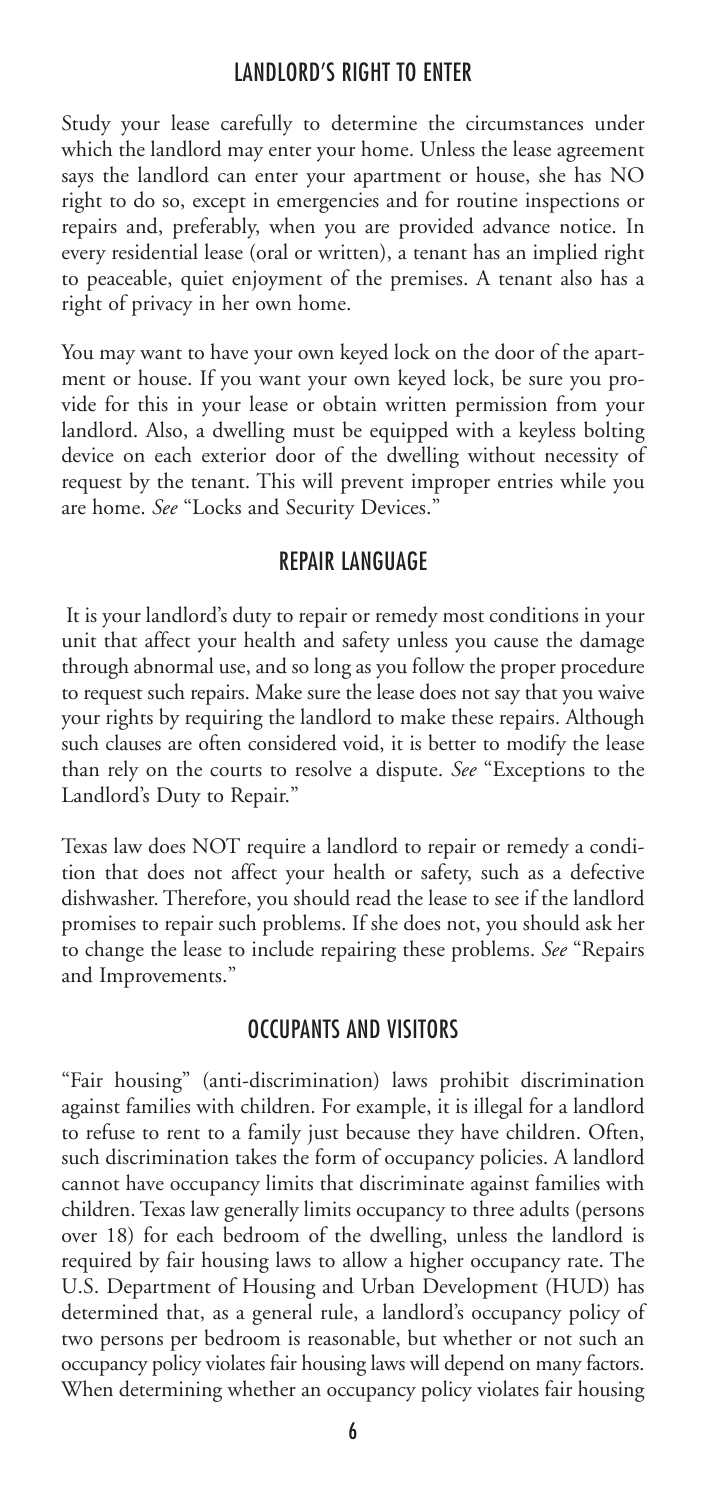## LANDLORD'S RIGHT TO ENTER

Study your lease carefully to determine the circumstances under which the landlord may enter your home. Unless the lease agreement says the landlord can enter your apartment or house, she has NO right to do so, except in emergencies and for routine inspections or repairs and, preferably, when you are provided advance notice. In every residential lease (oral or written), a tenant has an implied right to peaceable, quiet enjoyment of the premises. A tenant also has a right of privacy in her own home.

You may want to have your own keyed lock on the door of the apartment or house. If you want your own keyed lock, be sure you provide for this in your lease or obtain written permission from your landlord. Also, a dwelling must be equipped with a keyless bolting device on each exterior door of the dwelling without necessity of request by the tenant. This will prevent improper entries while you are home. *See* "Locks and Security Devices."

## REPAIR LANGUAGE

It is your landlord's duty to repair or remedy most conditions in your unit that affect your health and safety unless you cause the damage through abnormal use, and so long as you follow the proper procedure to request such repairs. Make sure the lease does not say that you waive your rights by requiring the landlord to make these repairs. Although such clauses are often considered void, it is better to modify the lease than rely on the courts to resolve a dispute. *See* "Exceptions to the Landlord's Duty to Repair."

Texas law does NOT require a landlord to repair or remedy a condition that does not affect your health or safety, such as a defective dishwasher. Therefore, you should read the lease to see if the landlord promises to repair such problems. If she does not, you should ask her to change the lease to include repairing these problems. *See* "Repairs and Improvements."

## OCCUPANTS AND VISITORS

"Fair housing" (anti-discrimination) laws prohibit discrimination against families with children. For example, it is illegal for a landlord to refuse to rent to a family just because they have children. Often, such discrimination takes the form of occupancy policies. A landlord cannot have occupancy limits that discriminate against families with children. Texas law generally limits occupancy to three adults (persons over 18) for each bedroom of the dwelling, unless the landlord is required by fair housing laws to allow a higher occupancy rate. The U.S. Department of Housing and Urban Development (HUD) has determined that, as a general rule, a landlord's occupancy policy of two persons per bedroom is reasonable, but whether or not such an occupancy policy violates fair housing laws will depend on many factors. When determining whether an occupancy policy violates fair housing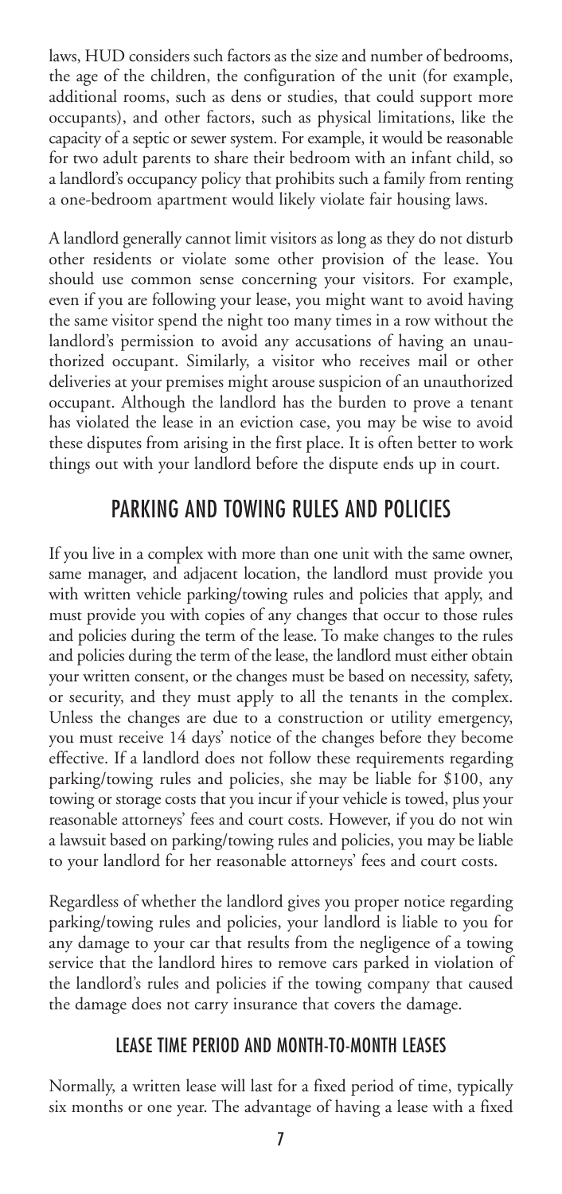laws, HUD considers such factors as the size and number of bedrooms, the age of the children, the configuration of the unit (for example, additional rooms, such as dens or studies, that could support more occupants), and other factors, such as physical limitations, like the capacity of a septic or sewer system. For example, it would be reasonable for two adult parents to share their bedroom with an infant child, so a landlord's occupancy policy that prohibits such a family from renting a one-bedroom apartment would likely violate fair housing laws.

A landlord generally cannot limit visitors as long as they do not disturb other residents or violate some other provision of the lease. You should use common sense concerning your visitors. For example, even if you are following your lease, you might want to avoid having the same visitor spend the night too many times in a row without the landlord's permission to avoid any accusations of having an unauthorized occupant. Similarly, a visitor who receives mail or other deliveries at your premises might arouse suspicion of an unauthorized occupant. Although the landlord has the burden to prove a tenant has violated the lease in an eviction case, you may be wise to avoid these disputes from arising in the first place. It is often better to work things out with your landlord before the dispute ends up in court.

## PARKING AND TOWING RULES AND POLICIES

If you live in a complex with more than one unit with the same owner, same manager, and adjacent location, the landlord must provide you with written vehicle parking/towing rules and policies that apply, and must provide you with copies of any changes that occur to those rules and policies during the term of the lease. To make changes to the rules and policies during the term of the lease, the landlord must either obtain your written consent, or the changes must be based on necessity, safety, or security, and they must apply to all the tenants in the complex. Unless the changes are due to a construction or utility emergency, you must receive 14 days' notice of the changes before they become effective. If a landlord does not follow these requirements regarding parking/towing rules and policies, she may be liable for $100, any towing or storage costs that you incur if your vehicle is towed, plus your reasonable attorneys' fees and court costs. However, if you do not win a lawsuit based on parking/towing rules and policies, you may be liable to your landlord for her reasonable attorneys' fees and court costs.

Regardless of whether the landlord gives you proper notice regarding parking/towing rules and policies, your landlord is liable to you for any damage to your car that results from the negligence of a towing service that the landlord hires to remove cars parked in violation of the landlord's rules and policies if the towing company that caused the damage does not carry insurance that covers the damage.

### LEASE TIME PERIOD AND MONTH-TO-MONTH LEASES

Normally, a written lease will last for a fixed period of time, typically six months or one year. The advantage of having a lease with a fixed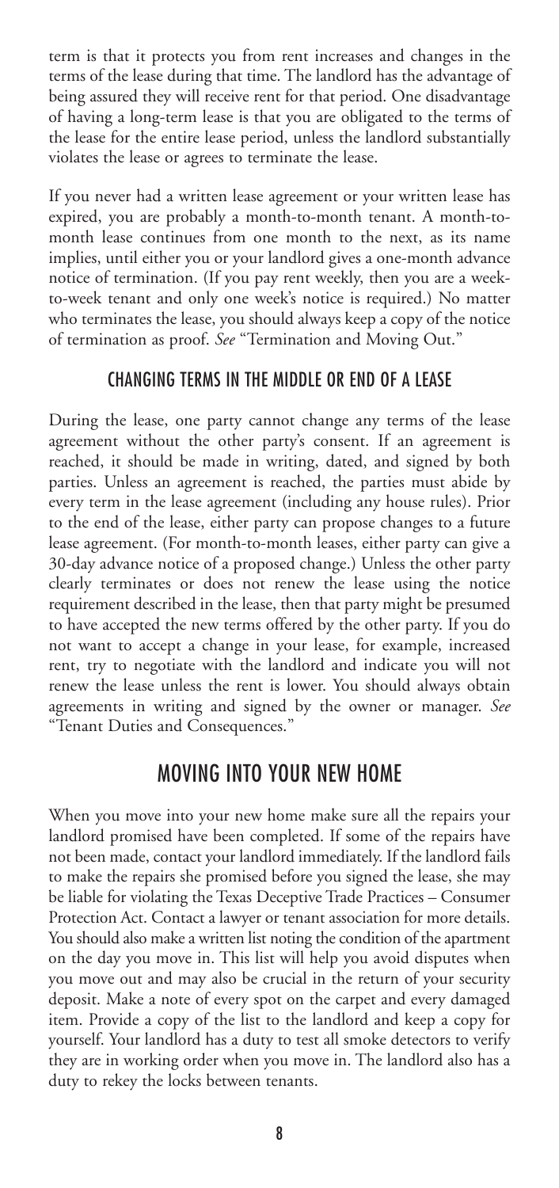term is that it protects you from rent increases and changes in the terms of the lease during that time. The landlord has the advantage of being assured they will receive rent for that period. One disadvantage of having a long-term lease is that you are obligated to the terms of the lease for the entire lease period, unless the landlord substantially violates the lease or agrees to terminate the lease.

If you never had a written lease agreement or your written lease has expired, you are probably a month-to-month tenant. A month-to-month lease continues from one month to the next, as its name implies, until either you or your landlord gives a one-month advance notice of termination. (If you pay rent weekly, then you are a week-to-week tenant and only one week's notice is required.) No matter who terminates the lease, you should always keep a copy of the notice of termination as proof. *See* "Termination and Moving Out."

### CHANGING TERMS IN THE MIDDLE OR END OF A LEASE

During the lease, one party cannot change any terms of the lease agreement without the other party's consent. If an agreement is reached, it should be made in writing, dated, and signed by both parties. Unless an agreement is reached, the parties must abide by every term in the lease agreement (including any house rules). Prior to the end of the lease, either party can propose changes to a future lease agreement. (For month-to-month leases, either party can give a 30-day advance notice of a proposed change.) Unless the other party clearly terminates or does not renew the lease using the notice requirement described in the lease, then that party might be presumed to have accepted the new terms offered by the other party. If you do not want to accept a change in your lease, for example, increased rent, try to negotiate with the landlord and indicate you will not renew the lease unless the rent is lower. You should always obtain agreements in writing and signed by the owner or manager. *See* "Tenant Duties and Consequences."

## MOVING INTO YOUR NEW HOME

When you move into your new home make sure all the repairs your landlord promised have been completed. If some of the repairs have not been made, contact your landlord immediately. If the landlord fails to make the repairs she promised before you signed the lease, she may be liable for violating the Texas Deceptive Trade Practices – Consumer Protection Act. Contact a lawyer or tenant association for more details. You should also make a written list noting the condition of the apartment on the day you move in. This list will help you avoid disputes when you move out and may also be crucial in the return of your security deposit. Make a note of every spot on the carpet and every damaged item. Provide a copy of the list to the landlord and keep a copy for yourself. Your landlord has a duty to test all smoke detectors to verify they are in working order when you move in. The landlord also has a duty to rekey the locks between tenants.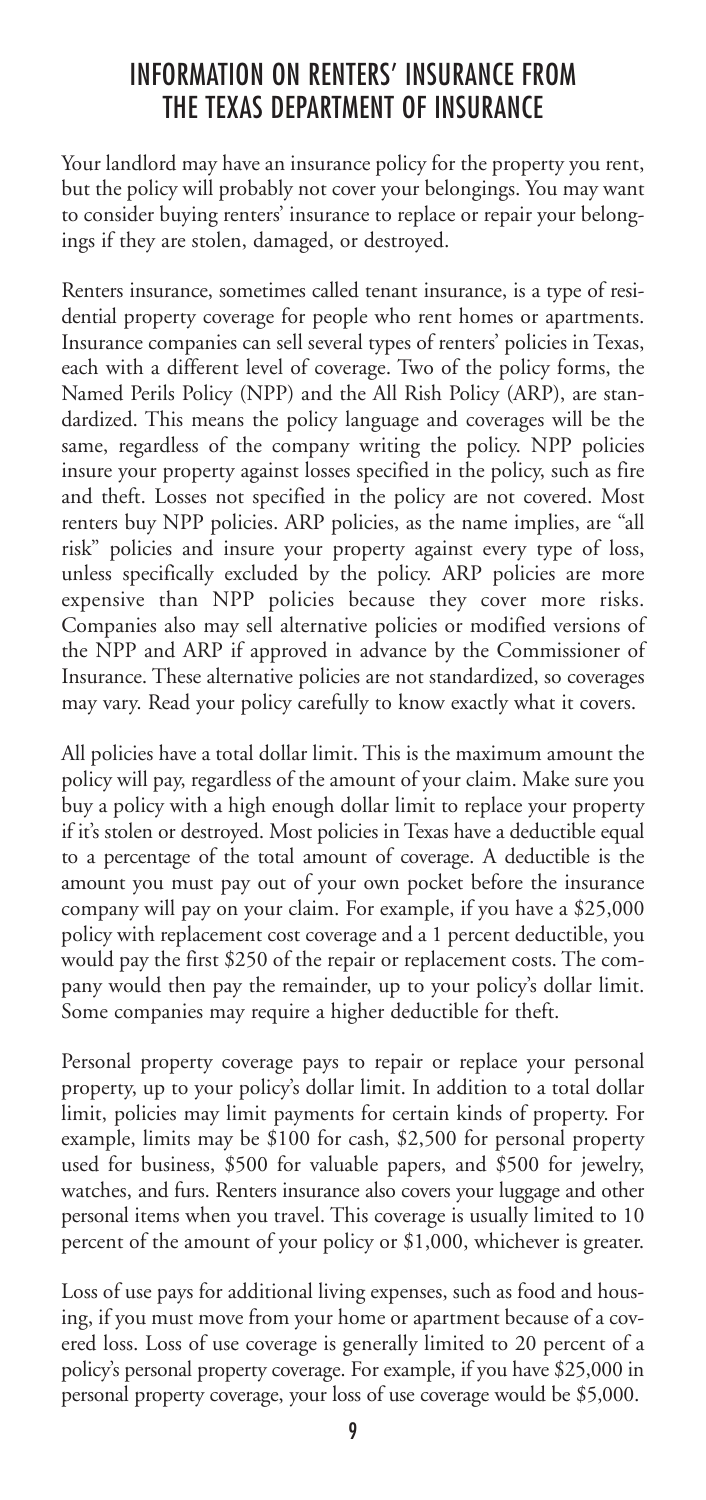# INFORMATION ON RENTERS' INSURANCE FROM THE TEXAS DEPARTMENT OF INSURANCE

Your landlord may have an insurance policy for the property you rent, but the policy will probably not cover your belongings. You may want to consider buying renters' insurance to replace or repair your belongings if they are stolen, damaged, or destroyed.

Renters insurance, sometimes called tenant insurance, is a type of residential property coverage for people who rent homes or apartments. Insurance companies can sell several types of renters' policies in Texas, each with a different level of coverage. Two of the policy forms, the Named Perils Policy (NPP) and the All Risk Policy (ARP), are standardized. This means the policy language and coverages will be the same, regardless of the company writing the policy. NPP policies insure your property against losses specified in the policy, such as fire and theft. Losses not specified in the policy are not covered. Most renters buy NPP policies. ARP policies, as the name implies, are "all risk" policies and insure your property against every type of loss, unless specifically excluded by the policy. ARP policies are more expensive than NPP policies because they cover more risks. Companies also may sell alternative policies or modified versions of the NPP and ARP if approved in advance by the Commissioner of Insurance. These alternative policies are not standardized, so coverages may vary. Read your policy carefully to know exactly what it covers.

All policies have a total dollar limit. This is the maximum amount the policy will pay, regardless of the amount of your claim. Make sure you buy a policy with a high enough dollar limit to replace your property if it's stolen or destroyed. Most policies in Texas have a deductible equal to a percentage of the total amount of coverage. A deductible is the amount you must pay out of your own pocket before the insurance company will pay on your claim. For example, if you have a $25,000 policy with replacement cost coverage and a 1 percent deductible, you would pay the first $250 of the repair or replacement costs. The company would then pay the remainder, up to your policy's dollar limit. Some companies may require a higher deductible for theft.

Personal property coverage pays to repair or replace your personal property, up to your policy's dollar limit. In addition to a total dollar limit, policies may limit payments for certain kinds of property. For example, limits may be $100 for cash, $2,500 for personal property used for business, $500 for valuable papers, and $500 for jewelry, watches, and furs. Renters insurance also covers your luggage and other personal items when you travel. This coverage is usually limited to 10 percent of the amount of your policy or $1,000, whichever is greater.

Loss of use pays for additional living expenses, such as food and housing, if you must move from your home or apartment because of a covered loss. Loss of use coverage is generally limited to 20 percent of a policy's personal property coverage. For example, if you have $25,000 in personal property coverage, your loss of use coverage would be $5,000.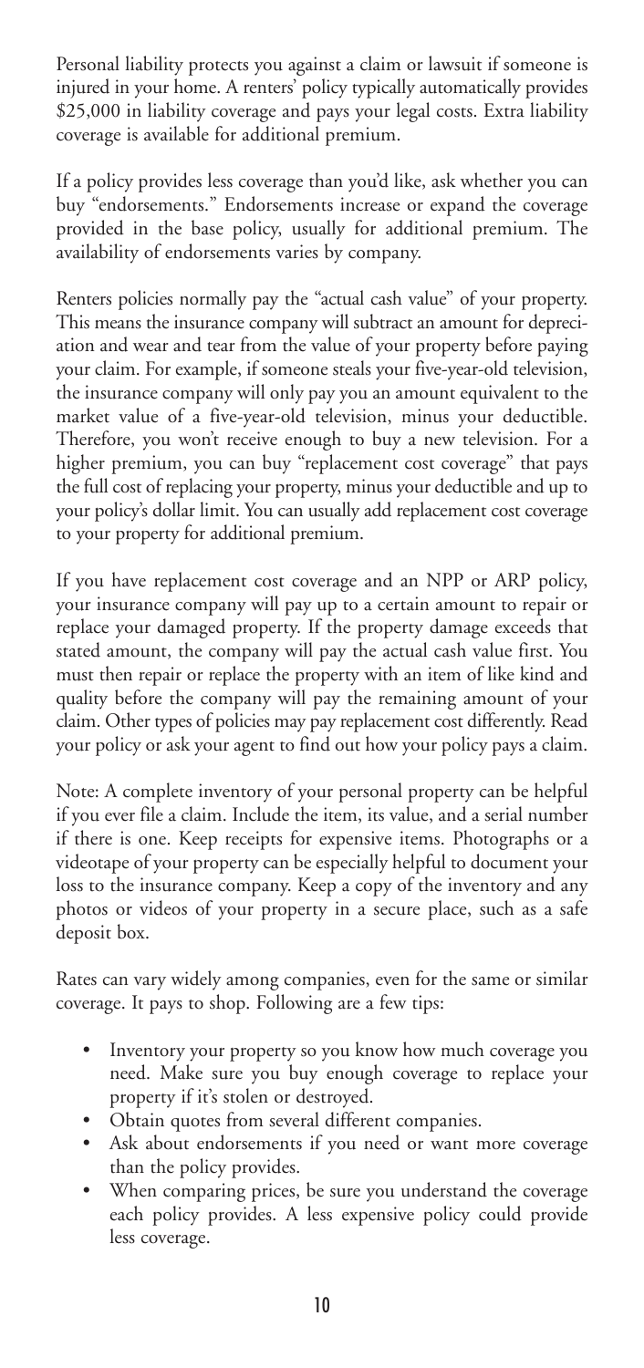Personal liability protects you against a claim or lawsuit if someone is injured in your home. A renters' policy typically automatically provides $25,000 in liability coverage and pays your legal costs. Extra liability coverage is available for additional premium.

If a policy provides less coverage than you'd like, ask whether you can buy "endorsements." Endorsements increase or expand the coverage provided in the base policy, usually for additional premium. The availability of endorsements varies by company.

Renters policies normally pay the "actual cash value" of your property. This means the insurance company will subtract an amount for depreciation and wear and tear from the value of your property before paying your claim. For example, if someone steals your five-year-old television, the insurance company will only pay you an amount equivalent to the market value of a five-year-old television, minus your deductible. Therefore, you won't receive enough to buy a new television. For a higher premium, you can buy "replacement cost coverage" that pays the full cost of replacing your property, minus your deductible and up to your policy's dollar limit. You can usually add replacement cost coverage to your property for additional premium.

If you have replacement cost coverage and an NPP or ARP policy, your insurance company will pay up to a certain amount to repair or replace your damaged property. If the property damage exceeds that stated amount, the company will pay the actual cash value first. You must then repair or replace the property with an item of like kind and quality before the company will pay the remaining amount of your claim. Other types of policies may pay replacement cost differently. Read your policy or ask your agent to find out how your policy pays a claim.

Note: A complete inventory of your personal property can be helpful if you ever file a claim. Include the item, its value, and a serial number if there is one. Keep receipts for expensive items. Photographs or a videotape of your property can be especially helpful to document your loss to the insurance company. Keep a copy of the inventory and any photos or videos of your property in a secure place, such as a safe deposit box.

Rates can vary widely among companies, even for the same or similar coverage. It pays to shop. Following are a few tips:

- Inventory your property so you know how much coverage you need. Make sure you buy enough coverage to replace your property if it's stolen or destroyed.
- Obtain quotes from several different companies.
- Ask about endorsements if you need or want more coverage than the policy provides.
- When comparing prices, be sure you understand the coverage each policy provides. A less expensive policy could provide less coverage.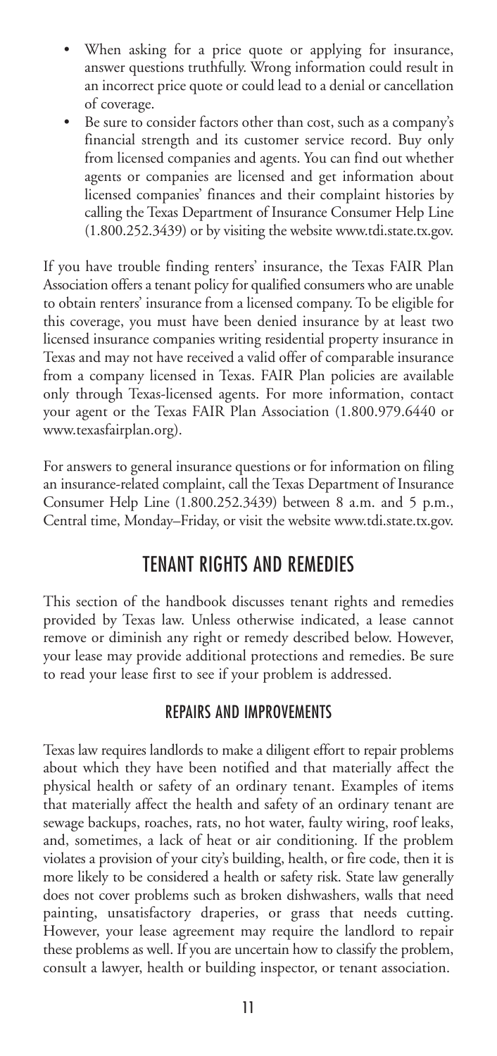- When asking for a price quote or applying for insurance, answer questions truthfully. Wrong information could result in an incorrect price quote or could lead to a denial or cancellation of coverage.
- Be sure to consider factors other than cost, such as a company's financial strength and its customer service record. Buy only from licensed companies and agents. You can find out whether agents or companies are licensed and get information about licensed companies' finances and their complaint histories by calling the Texas Department of Insurance Consumer Help Line (1.800.252.3439) or by visiting the website www.tdi.state.tx.gov.

If you have trouble finding renters' insurance, the Texas FAIR Plan Association offers a tenant policy for qualified consumers who are unable to obtain renters' insurance from a licensed company. To be eligible for this coverage, you must have been denied insurance by at least two licensed insurance companies writing residential property insurance in Texas and may not have received a valid offer of comparable insurance from a company licensed in Texas. FAIR Plan policies are available only through Texas-licensed agents. For more information, contact your agent or the Texas FAIR Plan Association (1.800.979.6440 or www.texasfairplan.org).

For answers to general insurance questions or for information on filing an insurance-related complaint, call the Texas Department of Insurance Consumer Help Line (1.800.252.3439) between 8 a.m. and 5 p.m., Central time, Monday–Friday, or visit the website www.tdi.state.tx.gov.

## TENANT RIGHTS AND REMEDIES

This section of the handbook discusses tenant rights and remedies provided by Texas law. Unless otherwise indicated, a lease cannot remove or diminish any right or remedy described below. However, your lease may provide additional protections and remedies. Be sure to read your lease first to see if your problem is addressed.

### REPAIRS AND IMPROVEMENTS

Texas law requires landlords to make a diligent effort to repair problems about which they have been notified and that materially affect the physical health or safety of an ordinary tenant. Examples of items that materially affect the health and safety of an ordinary tenant are sewage backups, roaches, rats, no hot water, faulty wiring, roof leaks, and, sometimes, a lack of heat or air conditioning. If the problem violates a provision of your city's building, health, or fire code, then it is more likely to be considered a health or safety risk. State law generally does not cover problems such as broken dishwashers, walls that need painting, unsatisfactory draperies, or grass that needs cutting. However, your lease agreement may require the landlord to repair these problems as well. If you are uncertain how to classify the problem, consult a lawyer, health or building inspector, or tenant association.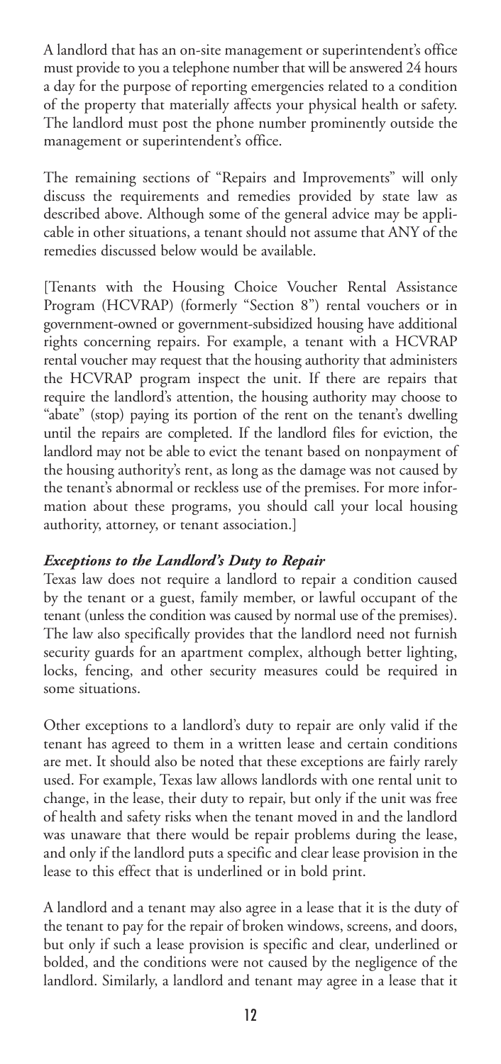A landlord that has an on-site management or superintendent's office must provide to you a telephone number that will be answered 24 hours a day for the purpose of reporting emergencies related to a condition of the property that materially affects your physical health or safety. The landlord must post the phone number prominently outside the management or superintendent's office.

The remaining sections of "Repairs and Improvements" will only discuss the requirements and remedies provided by state law as described above. Although some of the general advice may be applicable in other situations, a tenant should not assume that ANY of the remedies discussed below would be available.

[Tenants with the Housing Choice Voucher Rental Assistance Program (HCVRAP) (formerly "Section 8") rental vouchers or in government-owned or government-subsidized housing have additional rights concerning repairs. For example, a tenant with a HCVRAP rental voucher may request that the housing authority that administers the HCVRAP program inspect the unit. If there are repairs that require the landlord's attention, the housing authority may choose to "abate" (stop) paying its portion of the rent on the tenant's dwelling until the repairs are completed. If the landlord files for eviction, the landlord may not be able to evict the tenant based on nonpayment of the housing authority's rent, as long as the damage was not caused by the tenant's abnormal or reckless use of the premises. For more information about these programs, you should call your local housing authority, attorney, or tenant association.]

### *Exceptions to the Landlord's Duty to Repair*

Texas law does not require a landlord to repair a condition caused by the tenant or a guest, family member, or lawful occupant of the tenant (unless the condition was caused by normal use of the premises). The law also specifically provides that the landlord need not furnish security guards for an apartment complex, although better lighting, locks, fencing, and other security measures could be required in some situations.

Other exceptions to a landlord's duty to repair are only valid if the tenant has agreed to them in a written lease and certain conditions are met. It should also be noted that these exceptions are fairly rarely used. For example, Texas law allows landlords with one rental unit to change, in the lease, their duty to repair, but only if the unit was free of health and safety risks when the tenant moved in and the landlord was unaware that there would be repair problems during the lease, and only if the landlord puts a specific and clear lease provision in the lease to this effect that is underlined or in bold print.

A landlord and a tenant may also agree in a lease that it is the duty of the tenant to pay for the repair of broken windows, screens, and doors, but only if such a lease provision is specific and clear, underlined or bolded, and the conditions were not caused by the negligence of the landlord. Similarly, a landlord and tenant may agree in a lease that it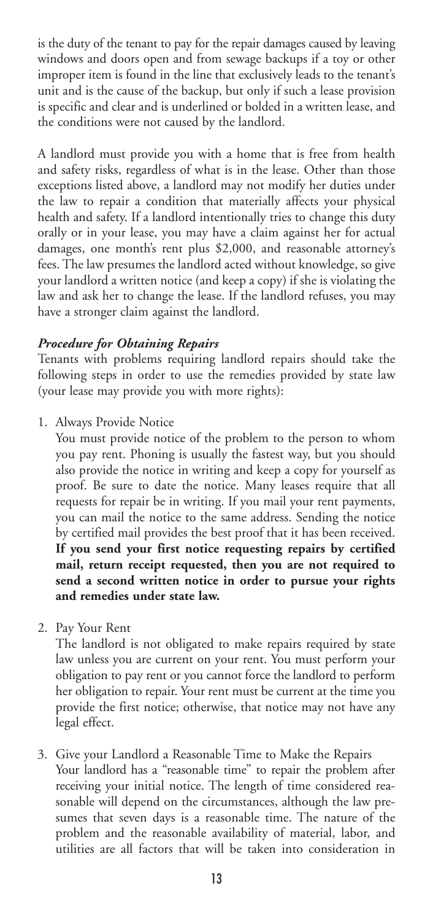is the duty of the tenant to pay for the repair damages caused by leaving windows and doors open and from sewage backups if a toy or other improper item is found in the line that exclusively leads to the tenant's unit and is the cause of the backup, but only if such a lease provision is specific and clear and is underlined or bolded in a written lease, and the conditions were not caused by the landlord.

A landlord must provide you with a home that is free from health and safety risks, regardless of what is in the lease. Other than those exceptions listed above, a landlord may not modify her duties under the law to repair a condition that materially affects your physical health and safety. If a landlord intentionally tries to change this duty orally or in your lease, you may have a claim against her for actual damages, one month's rent plus $2,000, and reasonable attorney's fees. The law presumes the landlord acted without knowledge, so give your landlord a written notice (and keep a copy) if she is violating the law and ask her to change the lease. If the landlord refuses, you may have a stronger claim against the landlord.

### *Procedure for Obtaining Repairs*

Tenants with problems requiring landlord repairs should take the following steps in order to use the remedies provided by state law (your lease may provide you with more rights):

1. Always Provide Notice

   You must provide notice of the problem to the person to whom you pay rent. Phoning is usually the fastest way, but you should also provide the notice in writing and keep a copy for yourself as proof. Be sure to date the notice. Many leases require that all requests for repair be in writing. If you mail your rent payments, you can mail the notice to the same address. Sending the notice by certified mail provides the best proof that it has been received. **If you send your first notice requesting repairs by certified mail, return receipt requested, then you are not required to send a second written notice in order to pursue your rights and remedies under state law.**

2. Pay Your Rent

   The landlord is not obligated to make repairs required by state law unless you are current on your rent. You must perform your obligation to pay rent or you cannot force the landlord to perform her obligation to repair. Your rent must be current at the time you provide the first notice; otherwise, that notice may not have any legal effect.

3. Give your Landlord a Reasonable Time to Make the Repairs

   Your landlord has a "reasonable time" to repair the problem after receiving your initial notice. The length of time considered reasonable will depend on the circumstances, although the law presumes that seven days is a reasonable time. The nature of the problem and the reasonable availability of material, labor, and utilities are all factors that will be taken into consideration in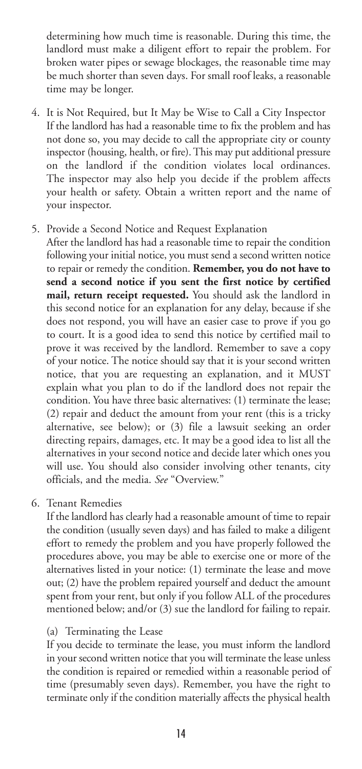determining how much time is reasonable. During this time, the landlord must make a diligent effort to repair the problem. For broken water pipes or sewage blockages, the reasonable time may be much shorter than seven days. For small roof leaks, a reasonable time may be longer.

4. It is Not Required, but It May be Wise to Call a City Inspector
   If the landlord has had a reasonable time to fix the problem and has not done so, you may decide to call the appropriate city or county inspector (housing, health, or fire). This may put additional pressure on the landlord if the condition violates local ordinances. The inspector may also help you decide if the problem affects your health or safety. Obtain a written report and the name of your inspector.

5. Provide a Second Notice and Request Explanation
   After the landlord has had a reasonable time to repair the condition following your initial notice, you must send a second written notice to repair or remedy the condition. **Remember, you do not have to send a second notice if you sent the first notice by certified mail, return receipt requested.** You should ask the landlord in this second notice for an explanation for any delay, because if she does not respond, you will have an easier case to prove if you go to court. It is a good idea to send this notice by certified mail to prove it was received by the landlord. Remember to save a copy of your notice. The notice should say that it is your second written notice, that you are requesting an explanation, and it MUST explain what you plan to do if the landlord does not repair the condition. You have three basic alternatives: (1) terminate the lease; (2) repair and deduct the amount from your rent (this is a tricky alternative, see below); or (3) file a lawsuit seeking an order directing repairs, damages, etc. It may be a good idea to list all the alternatives in your second notice and decide later which ones you will use. You should also consider involving other tenants, city officials, and the media. *See* "Overview."

6. Tenant Remedies
   If the landlord has clearly had a reasonable amount of time to repair the condition (usually seven days) and has failed to make a diligent effort to remedy the problem and you have properly followed the procedures above, you may be able to exercise one or more of the alternatives listed in your notice: (1) terminate the lease and move out; (2) have the problem repaired yourself and deduct the amount spent from your rent, but only if you follow ALL of the procedures mentioned below; and/or (3) sue the landlord for failing to repair.

   (a) Terminating the Lease

   If you decide to terminate the lease, you must inform the landlord in your second written notice that you will terminate the lease unless the condition is repaired or remedied within a reasonable period of time (presumably seven days). Remember, you have the right to terminate only if the condition materially affects the physical health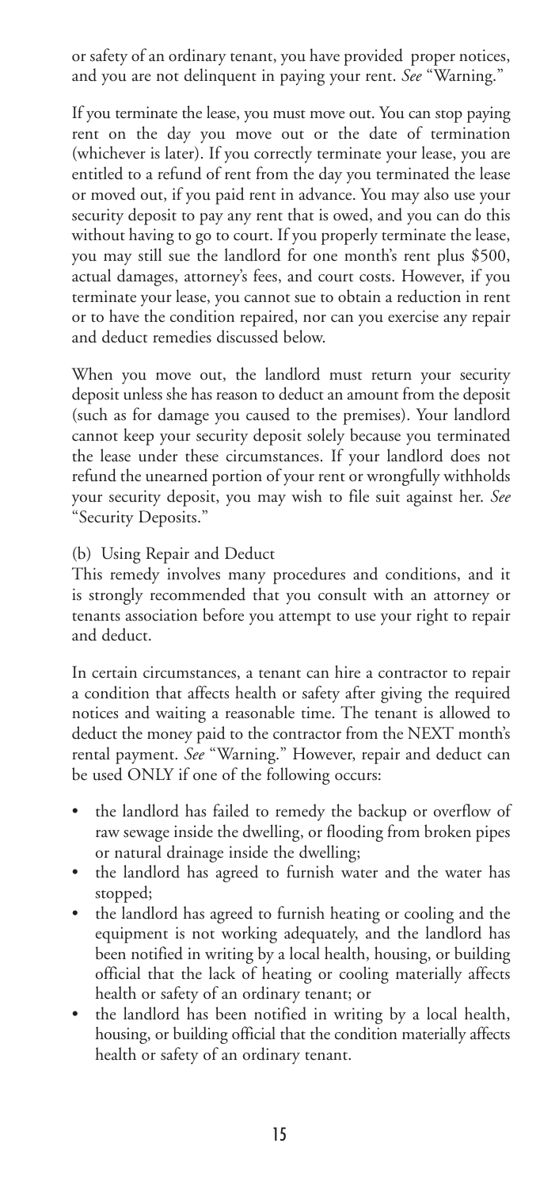or safety of an ordinary tenant, you have provided proper notices, and you are not delinquent in paying your rent. *See* "Warning."

If you terminate the lease, you must move out. You can stop paying rent on the day you move out or the date of termination (whichever is later). If you correctly terminate your lease, you are entitled to a refund of rent from the day you terminated the lease or moved out, if you paid rent in advance. You may also use your security deposit to pay any rent that is owed, and you can do this without having to go to court. If you properly terminate the lease, you may still sue the landlord for one month's rent plus $500, actual damages, attorney's fees, and court costs. However, if you terminate your lease, you cannot sue to obtain a reduction in rent or to have the condition repaired, nor can you exercise any repair and deduct remedies discussed below.

When you move out, the landlord must return your security deposit unless she has reason to deduct an amount from the deposit (such as for damage you caused to the premises). Your landlord cannot keep your security deposit solely because you terminated the lease under these circumstances. If your landlord does not refund the unearned portion of your rent or wrongfully withholds your security deposit, you may wish to file suit against her. *See* "Security Deposits."

(b) Using Repair and Deduct

This remedy involves many procedures and conditions, and it is strongly recommended that you consult with an attorney or tenants association before you attempt to use your right to repair and deduct.

In certain circumstances, a tenant can hire a contractor to repair a condition that affects health or safety after giving the required notices and waiting a reasonable time. The tenant is allowed to deduct the money paid to the contractor from the NEXT month's rental payment. *See* "Warning." However, repair and deduct can be used ONLY if one of the following occurs:

- the landlord has failed to remedy the backup or overflow of raw sewage inside the dwelling, or flooding from broken pipes or natural drainage inside the dwelling;
- the landlord has agreed to furnish water and the water has stopped;
- the landlord has agreed to furnish heating or cooling and the equipment is not working adequately, and the landlord has been notified in writing by a local health, housing, or building official that the lack of heating or cooling materially affects health or safety of an ordinary tenant; or
- the landlord has been notified in writing by a local health, housing, or building official that the condition materially affects health or safety of an ordinary tenant.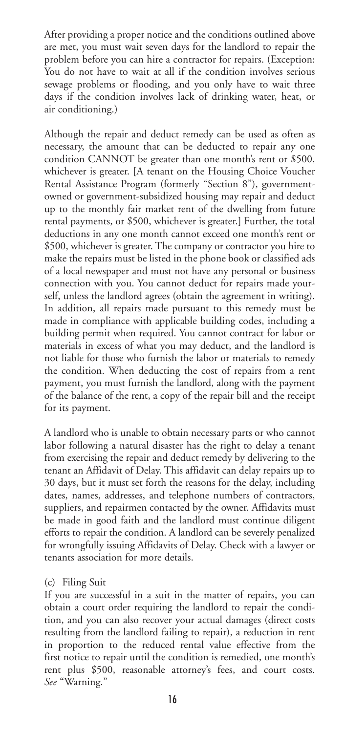After providing a proper notice and the conditions outlined above are met, you must wait seven days for the landlord to repair the problem before you can hire a contractor for repairs. (Exception: You do not have to wait at all if the condition involves serious sewage problems or flooding, and you only have to wait three days if the condition involves lack of drinking water, heat, or air conditioning.)

Although the repair and deduct remedy can be used as often as necessary, the amount that can be deducted to repair any one condition CANNOT be greater than one month's rent or $500, whichever is greater. [A tenant on the Housing Choice Voucher Rental Assistance Program (formerly "Section 8"), government-owned or government-subsidized housing may repair and deduct up to the monthly fair market rent of the dwelling from future rental payments, or $500, whichever is greater.] Further, the total deductions in any one month cannot exceed one month's rent or $500, whichever is greater. The company or contractor you hire to make the repairs must be listed in the phone book or classified ads of a local newspaper and must not have any personal or business connection with you. You cannot deduct for repairs made yourself, unless the landlord agrees (obtain the agreement in writing). In addition, all repairs made pursuant to this remedy must be made in compliance with applicable building codes, including a building permit when required. You cannot contract for labor or materials in excess of what you may deduct, and the landlord is not liable for those who furnish the labor or materials to remedy the condition. When deducting the cost of repairs from a rent payment, you must furnish the landlord, along with the payment of the balance of the rent, a copy of the repair bill and the receipt for its payment.

A landlord who is unable to obtain necessary parts or who cannot labor following a natural disaster has the right to delay a tenant from exercising the repair and deduct remedy by delivering to the tenant an Affidavit of Delay. This affidavit can delay repairs up to 30 days, but it must set forth the reasons for the delay, including dates, names, addresses, and telephone numbers of contractors, suppliers, and repairmen contacted by the owner. Affidavits must be made in good faith and the landlord must continue diligent efforts to repair the condition. A landlord can be severely penalized for wrongfully issuing Affidavits of Delay. Check with a lawyer or tenants association for more details.

(c) Filing Suit

If you are successful in a suit in the matter of repairs, you can obtain a court order requiring the landlord to repair the condition, and you can also recover your actual damages (direct costs resulting from the landlord failing to repair), a reduction in rent in proportion to the reduced rental value effective from the first notice to repair until the condition is remedied, one month's rent plus $500, reasonable attorney's fees, and court costs. *See* "Warning."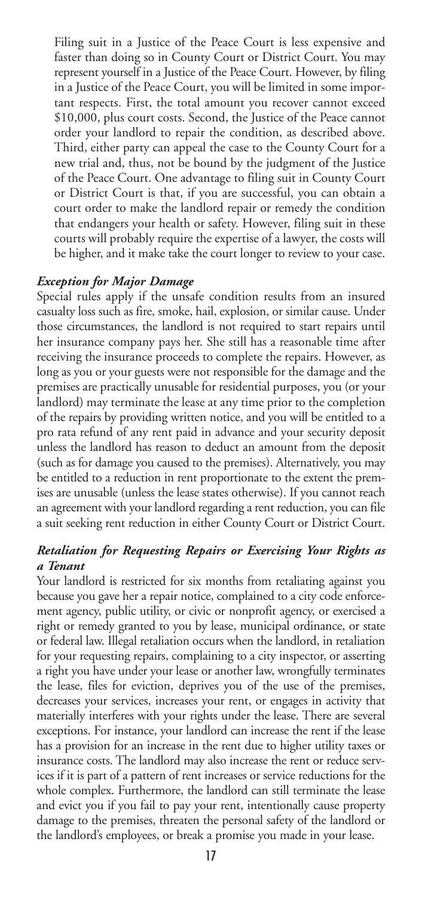Filing suit in a Justice of the Peace Court is less expensive and faster than doing so in County Court or District Court. You may represent yourself in a Justice of the Peace Court. However, by filing in a Justice of the Peace Court, you will be limited in some important respects. First, the total amount you recover cannot exceed $10,000, plus court costs. Second, the Justice of the Peace cannot order your landlord to repair the condition, as described above. Third, either party can appeal the case to the County Court for a new trial and, thus, not be bound by the judgment of the Justice of the Peace Court. One advantage to filing suit in County Court or District Court is that, if you are successful, you can obtain a court order to make the landlord repair or remedy the condition that endangers your health or safety. However, filing suit in these courts will probably require the expertise of a lawyer, the costs will be higher, and it make take the court longer to review to your case.

### *Exception for Major Damage*

Special rules apply if the unsafe condition results from an insured casualty loss such as fire, smoke, hail, explosion, or similar cause. Under those circumstances, the landlord is not required to start repairs until her insurance company pays her. She still has a reasonable time after receiving the insurance proceeds to complete the repairs. However, as long as you or your guests were not responsible for the damage and the premises are practically unusable for residential purposes, you (or your landlord) may terminate the lease at any time prior to the completion of the repairs by providing written notice, and you will be entitled to a pro rata refund of any rent paid in advance and your security deposit unless the landlord has reason to deduct an amount from the deposit (such as for damage you caused to the premises). Alternatively, you may be entitled to a reduction in rent proportionate to the extent the premises are unusable (unless the lease states otherwise). If you cannot reach an agreement with your landlord regarding a rent reduction, you can file a suit seeking rent reduction in either County Court or District Court.

### *Retaliation for Requesting Repairs or Exercising Your Rights as a Tenant*

Your landlord is restricted for six months from retaliating against you because you gave her a repair notice, complained to a city code enforcement agency, public utility, or civic or nonprofit agency, or exercised a right or remedy granted to you by lease, municipal ordinance, or state or federal law. Illegal retaliation occurs when the landlord, in retaliation for your requesting repairs, complaining to a city inspector, or asserting a right you have under your lease or another law, wrongfully terminates the lease, files for eviction, deprives you of the use of the premises, decreases your services, increases your rent, or engages in activity that materially interferes with your rights under the lease. There are several exceptions. For instance, your landlord can increase the rent if the lease has a provision for an increase in the rent due to higher utility taxes or insurance costs. The landlord may also increase the rent or reduce services if it is part of a pattern of rent increases or service reductions for the whole complex. Furthermore, the landlord can still terminate the lease and evict you if you fail to pay your rent, intentionally cause property damage to the premises, threaten the personal safety of the landlord or the landlord's employees, or break a promise you made in your lease.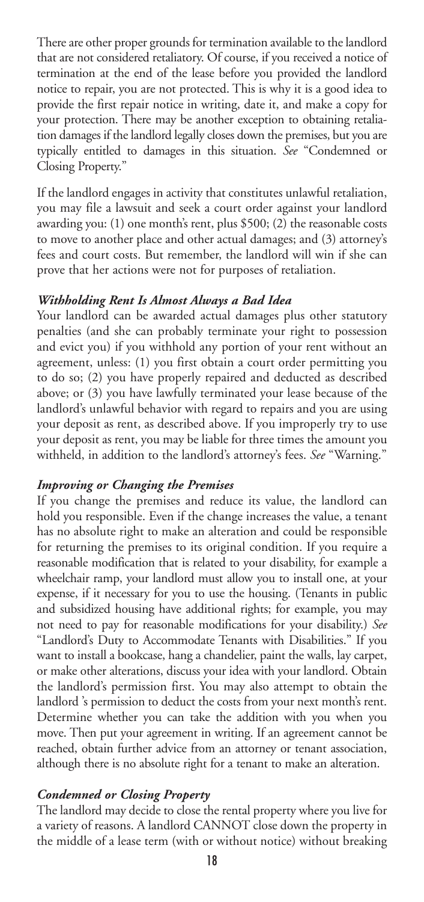There are other proper grounds for termination available to the landlord that are not considered retaliatory. Of course, if you received a notice of termination at the end of the lease before you provided the landlord notice to repair, you are not protected. This is why it is a good idea to provide the first repair notice in writing, date it, and make a copy for your protection. There may be another exception to obtaining retaliation damages if the landlord legally closes down the premises, but you are typically entitled to damages in this situation. *See* "Condemned or Closing Property."

If the landlord engages in activity that constitutes unlawful retaliation, you may file a lawsuit and seek a court order against your landlord awarding you: (1) one month's rent, plus $500; (2) the reasonable costs to move to another place and other actual damages; and (3) attorney's fees and court costs. But remember, the landlord will win if she can prove that her actions were not for purposes of retaliation.

### *Withholding Rent Is Almost Always a Bad Idea*

Your landlord can be awarded actual damages plus other statutory penalties (and she can probably terminate your right to possession and evict you) if you withhold any portion of your rent without an agreement, unless: (1) you first obtain a court order permitting you to do so; (2) you have properly repaired and deducted as described above; or (3) you have lawfully terminated your lease because of the landlord's unlawful behavior with regard to repairs and you are using your deposit as rent, as described above. If you improperly try to use your deposit as rent, you may be liable for three times the amount you withheld, in addition to the landlord's attorney's fees. *See* "Warning."

### *Improving or Changing the Premises*

If you change the premises and reduce its value, the landlord can hold you responsible. Even if the change increases the value, a tenant has no absolute right to make an alteration and could be responsible for returning the premises to its original condition. If you require a reasonable modification that is related to your disability, for example a wheelchair ramp, your landlord must allow you to install one, at your expense, if it necessary for you to use the housing. (Tenants in public and subsidized housing have additional rights; for example, you may not need to pay for reasonable modifications for your disability.) *See* "Landlord's Duty to Accommodate Tenants with Disabilities." If you want to install a bookcase, hang a chandelier, paint the walls, lay carpet, or make other alterations, discuss your idea with your landlord. Obtain the landlord's permission first. You may also attempt to obtain the landlord 's permission to deduct the costs from your next month's rent. Determine whether you can take the addition with you when you move. Then put your agreement in writing. If an agreement cannot be reached, obtain further advice from an attorney or tenant association, although there is no absolute right for a tenant to make an alteration.

### *Condemned or Closing Property*

The landlord may decide to close the rental property where you live for a variety of reasons. A landlord CANNOT close down the property in the middle of a lease term (with or without notice) without breaking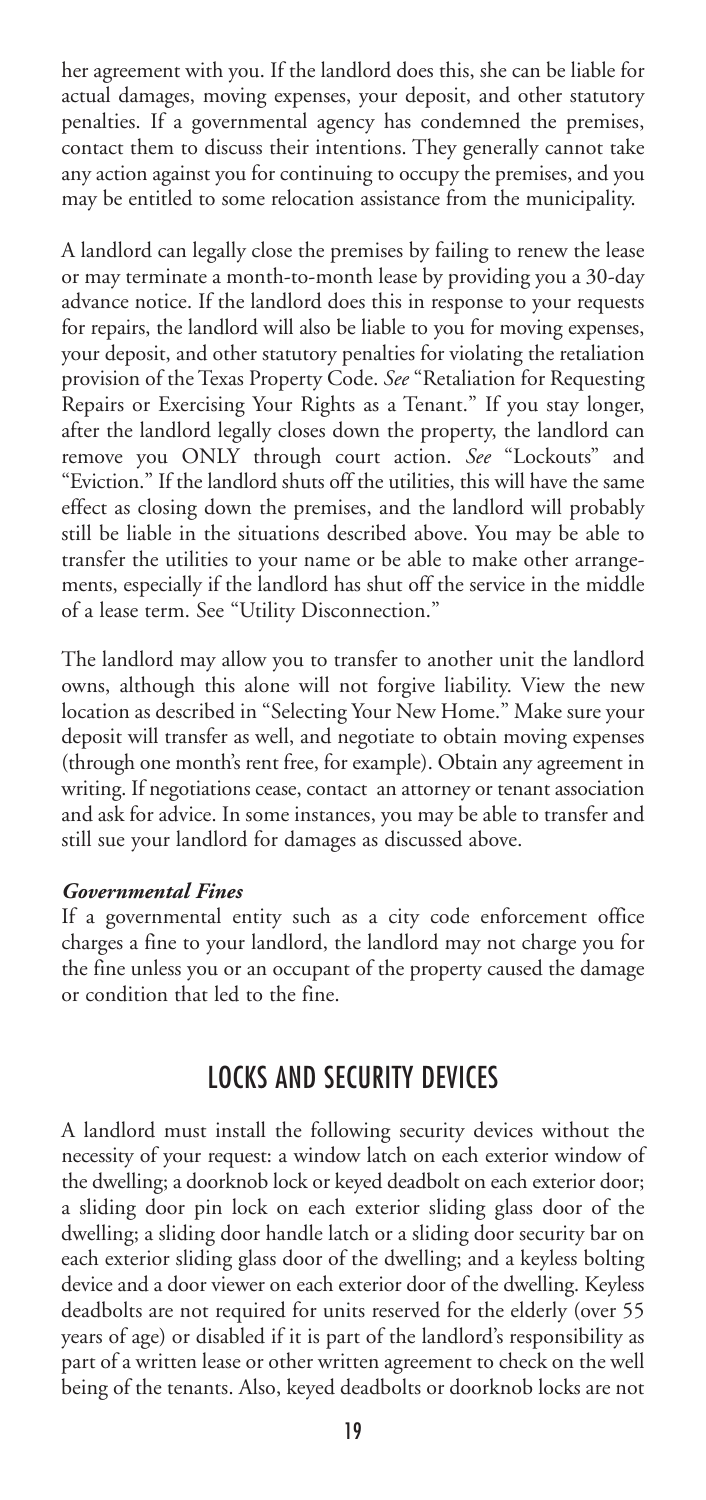her agreement with you. If the landlord does this, she can be liable for actual damages, moving expenses, your deposit, and other statutory penalties. If a governmental agency has condemned the premises, contact them to discuss their intentions. They generally cannot take any action against you for continuing to occupy the premises, and you may be entitled to some relocation assistance from the municipality.

A landlord can legally close the premises by failing to renew the lease or may terminate a month-to-month lease by providing you a 30-day advance notice. If the landlord does this in response to your requests for repairs, the landlord will also be liable to you for moving expenses, your deposit, and other statutory penalties for violating the retaliation provision of the Texas Property Code. *See* "Retaliation for Requesting Repairs or Exercising Your Rights as a Tenant." If you stay longer, after the landlord legally closes down the property, the landlord can remove you ONLY through court action. *See* "Lockouts" and "Eviction." If the landlord shuts off the utilities, this will have the same effect as closing down the premises, and the landlord will probably still be liable in the situations described above. You may be able to transfer the utilities to your name or be able to make other arrangements, especially if the landlord has shut off the service in the middle of a lease term. See "Utility Disconnection."

The landlord may allow you to transfer to another unit the landlord owns, although this alone will not forgive liability. View the new location as described in "Selecting Your New Home." Make sure your deposit will transfer as well, and negotiate to obtain moving expenses (through one month's rent free, for example). Obtain any agreement in writing. If negotiations cease, contact an attorney or tenant association and ask for advice. In some instances, you may be able to transfer and still sue your landlord for damages as discussed above.

***Governmental Fines***

If a governmental entity such as a city code enforcement office charges a fine to your landlord, the landlord may not charge you for the fine unless you or an occupant of the property caused the damage or condition that led to the fine.

## LOCKS AND SECURITY DEVICES

A landlord must install the following security devices without the necessity of your request: a window latch on each exterior window of the dwelling; a doorknob lock or keyed deadbolt on each exterior door; a sliding door pin lock on each exterior sliding glass door of the dwelling; a sliding door handle latch or a sliding door security bar on each exterior sliding glass door of the dwelling; and a keyless bolting device and a door viewer on each exterior door of the dwelling. Keyless deadbolts are not required for units reserved for the elderly (over 55 years of age) or disabled if it is part of the landlord's responsibility as part of a written lease or other written agreement to check on the well being of the tenants. Also, keyed deadbolts or doorknob locks are not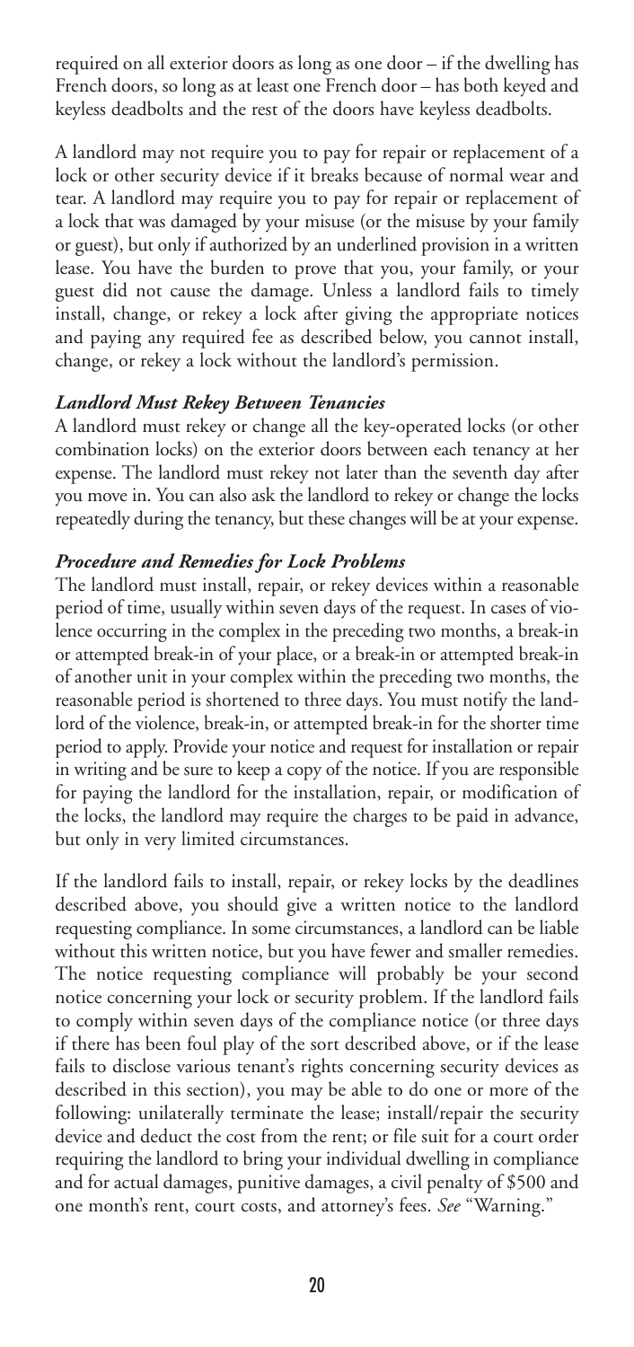required on all exterior doors as long as one door – if the dwelling has French doors, so long as at least one French door – has both keyed and keyless deadbolts and the rest of the doors have keyless deadbolts.

A landlord may not require you to pay for repair or replacement of a lock or other security device if it breaks because of normal wear and tear. A landlord may require you to pay for repair or replacement of a lock that was damaged by your misuse (or the misuse by your family or guest), but only if authorized by an underlined provision in a written lease. You have the burden to prove that you, your family, or your guest did not cause the damage. Unless a landlord fails to timely install, change, or rekey a lock after giving the appropriate notices and paying any required fee as described below, you cannot install, change, or rekey a lock without the landlord's permission.

***Landlord Must Rekey Between Tenancies***

A landlord must rekey or change all the key-operated locks (or other combination locks) on the exterior doors between each tenancy at her expense. The landlord must rekey not later than the seventh day after you move in. You can also ask the landlord to rekey or change the locks repeatedly during the tenancy, but these changes will be at your expense.

***Procedure and Remedies for Lock Problems***

The landlord must install, repair, or rekey devices within a reasonable period of time, usually within seven days of the request. In cases of violence occurring in the complex in the preceding two months, a break-in or attempted break-in of your place, or a break-in or attempted break-in of another unit in your complex within the preceding two months, the reasonable period is shortened to three days. You must notify the landlord of the violence, break-in, or attempted break-in for the shorter time period to apply. Provide your notice and request for installation or repair in writing and be sure to keep a copy of the notice. If you are responsible for paying the landlord for the installation, repair, or modification of the locks, the landlord may require the charges to be paid in advance, but only in very limited circumstances.

If the landlord fails to install, repair, or rekey locks by the deadlines described above, you should give a written notice to the landlord requesting compliance. In some circumstances, a landlord can be liable without this written notice, but you have fewer and smaller remedies. The notice requesting compliance will probably be your second notice concerning your lock or security problem. If the landlord fails to comply within seven days of the compliance notice (or three days if there has been foul play of the sort described above, or if the lease fails to disclose various tenant's rights concerning security devices as described in this section), you may be able to do one or more of the following: unilaterally terminate the lease; install/repair the security device and deduct the cost from the rent; or file suit for a court order requiring the landlord to bring your individual dwelling in compliance and for actual damages, punitive damages, a civil penalty of $500 and one month's rent, court costs, and attorney's fees. *See* "Warning."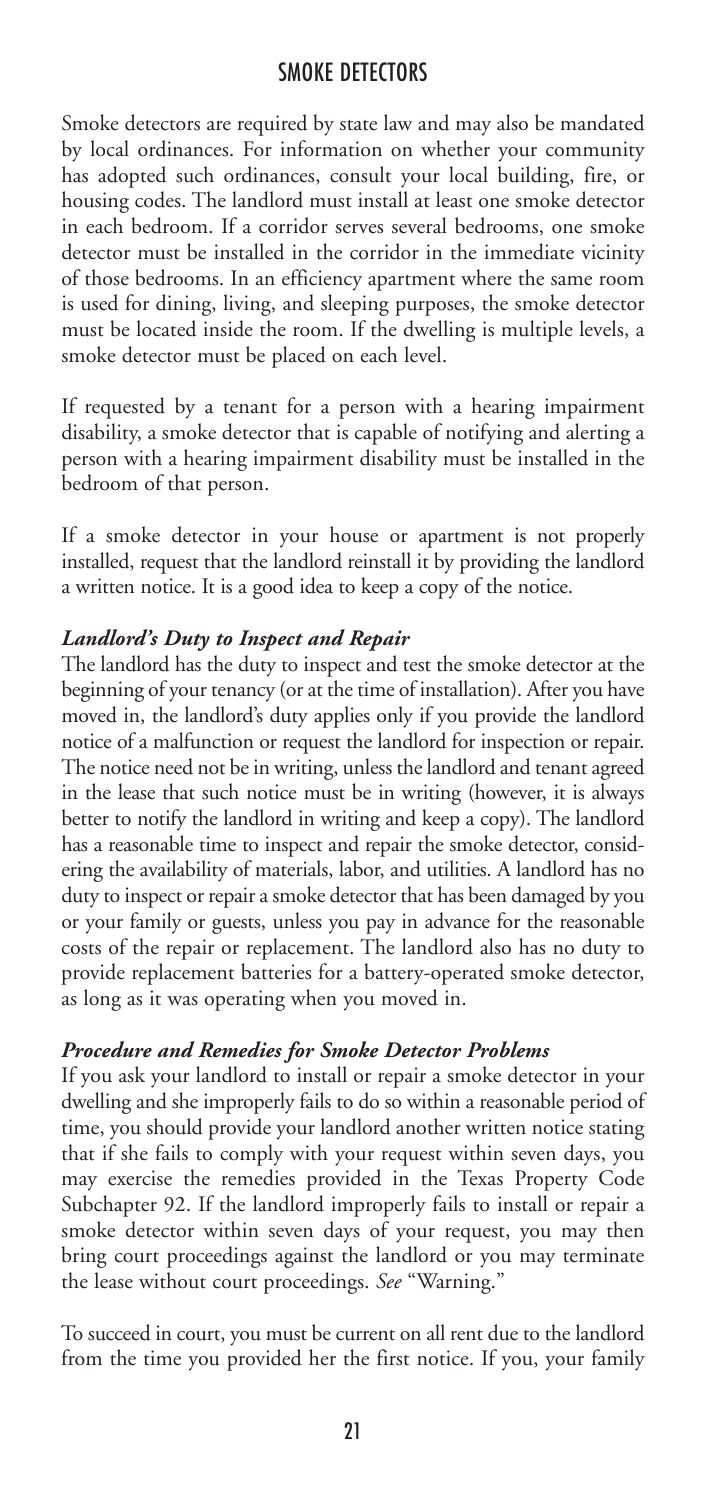## SMOKE DETECTORS

Smoke detectors are required by state law and may also be mandated by local ordinances. For information on whether your community has adopted such ordinances, consult your local building, fire, or housing codes. The landlord must install at least one smoke detector in each bedroom. If a corridor serves several bedrooms, one smoke detector must be installed in the corridor in the immediate vicinity of those bedrooms. In an efficiency apartment where the same room is used for dining, living, and sleeping purposes, the smoke detector must be located inside the room. If the dwelling is multiple levels, a smoke detector must be placed on each level.

If requested by a tenant for a person with a hearing impairment disability, a smoke detector that is capable of notifying and alerting a person with a hearing impairment disability must be installed in the bedroom of that person.

If a smoke detector in your house or apartment is not properly installed, request that the landlord reinstall it by providing the landlord a written notice. It is a good idea to keep a copy of the notice.

### *Landlord's Duty to Inspect and Repair*

The landlord has the duty to inspect and test the smoke detector at the beginning of your tenancy (or at the time of installation). After you have moved in, the landlord's duty applies only if you provide the landlord notice of a malfunction or request the landlord for inspection or repair. The notice need not be in writing, unless the landlord and tenant agreed in the lease that such notice must be in writing (however, it is always better to notify the landlord in writing and keep a copy). The landlord has a reasonable time to inspect and repair the smoke detector, considering the availability of materials, labor, and utilities. A landlord has no duty to inspect or repair a smoke detector that has been damaged by you or your family or guests, unless you pay in advance for the reasonable costs of the repair or replacement. The landlord also has no duty to provide replacement batteries for a battery-operated smoke detector, as long as it was operating when you moved in.

### *Procedure and Remedies for Smoke Detector Problems*

If you ask your landlord to install or repair a smoke detector in your dwelling and she improperly fails to do so within a reasonable period of time, you should provide your landlord another written notice stating that if she fails to comply with your request within seven days, you may exercise the remedies provided in the Texas Property Code Subchapter 92. If the landlord improperly fails to install or repair a smoke detector within seven days of your request, you may then bring court proceedings against the landlord or you may terminate the lease without court proceedings. *See* "Warning."

To succeed in court, you must be current on all rent due to the landlord from the time you provided her the first notice. If you, your family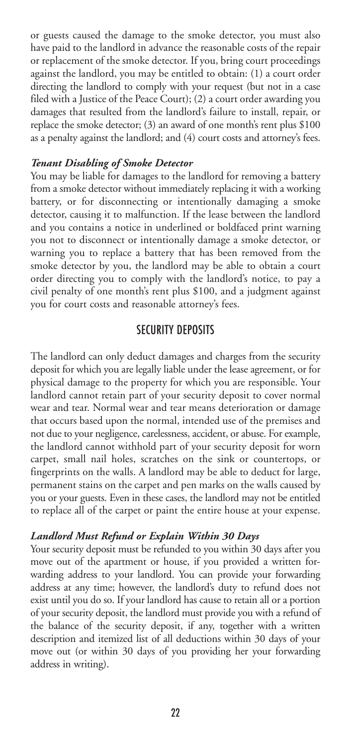or guests caused the damage to the smoke detector, you must also have paid to the landlord in advance the reasonable costs of the repair or replacement of the smoke detector. If you, bring court proceedings against the landlord, you may be entitled to obtain: (1) a court order directing the landlord to comply with your request (but not in a case filed with a Justice of the Peace Court); (2) a court order awarding you damages that resulted from the landlord's failure to install, repair, or replace the smoke detector; (3) an award of one month's rent plus $100 as a penalty against the landlord; and (4) court costs and attorney's fees.

### *Tenant Disabling of Smoke Detector*

You may be liable for damages to the landlord for removing a battery from a smoke detector without immediately replacing it with a working battery, or for disconnecting or intentionally damaging a smoke detector, causing it to malfunction. If the lease between the landlord and you contains a notice in underlined or boldfaced print warning you not to disconnect or intentionally damage a smoke detector, or warning you to replace a battery that has been removed from the smoke detector by you, the landlord may be able to obtain a court order directing you to comply with the landlord's notice, to pay a civil penalty of one month's rent plus $100, and a judgment against you for court costs and reasonable attorney's fees.

## SECURITY DEPOSITS

The landlord can only deduct damages and charges from the security deposit for which you are legally liable under the lease agreement, or for physical damage to the property for which you are responsible. Your landlord cannot retain part of your security deposit to cover normal wear and tear. Normal wear and tear means deterioration or damage that occurs based upon the normal, intended use of the premises and not due to your negligence, carelessness, accident, or abuse. For example, the landlord cannot withhold part of your security deposit for worn carpet, small nail holes, scratches on the sink or countertops, or fingerprints on the walls. A landlord may be able to deduct for large, permanent stains on the carpet and pen marks on the walls caused by you or your guests. Even in these cases, the landlord may not be entitled to replace all of the carpet or paint the entire house at your expense.

### *Landlord Must Refund or Explain Within 30 Days*

Your security deposit must be refunded to you within 30 days after you move out of the apartment or house, if you provided a written forwarding address to your landlord. You can provide your forwarding address at any time; however, the landlord's duty to refund does not exist until you do so. If your landlord has cause to retain all or a portion of your security deposit, the landlord must provide you with a refund of the balance of the security deposit, if any, together with a written description and itemized list of all deductions within 30 days of your move out (or within 30 days of you providing her your forwarding address in writing).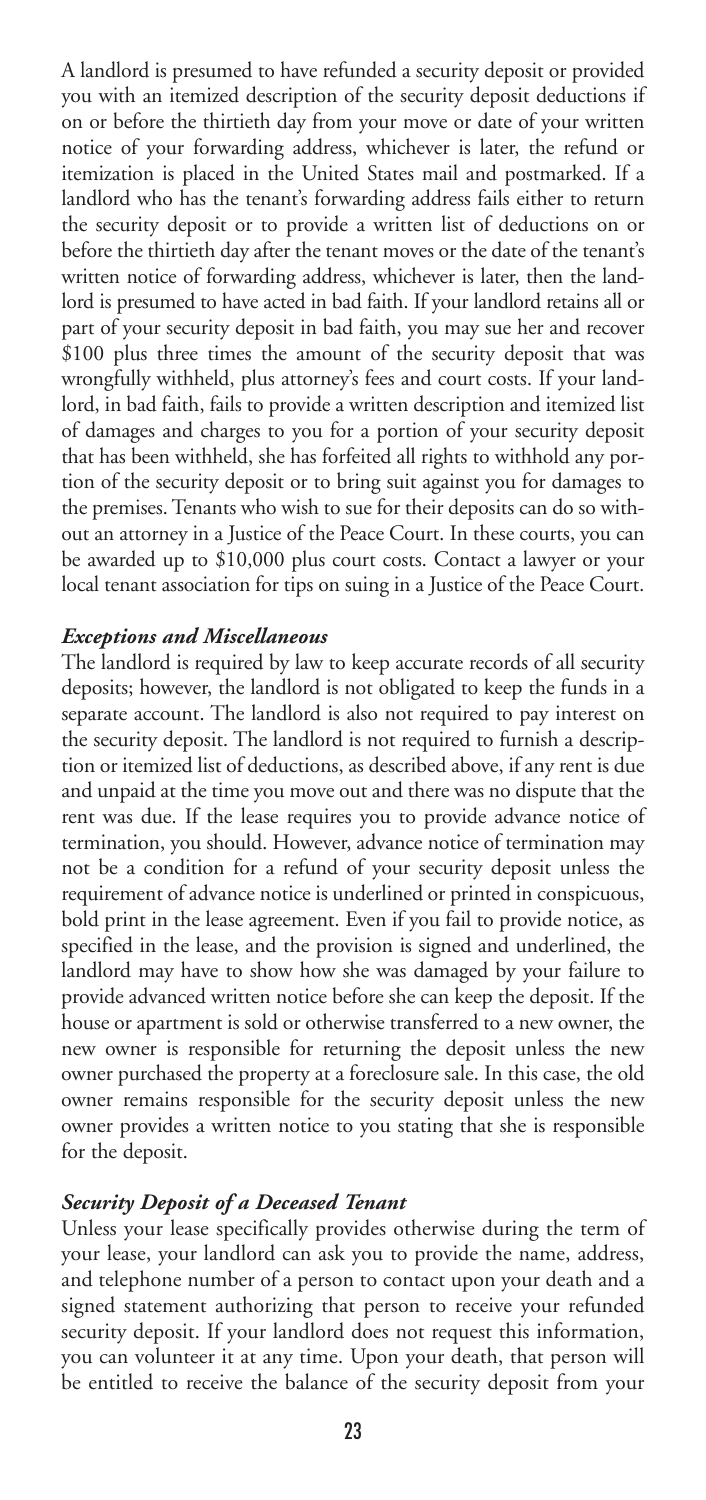A landlord is presumed to have refunded a security deposit or provided you with an itemized description of the security deposit deductions if on or before the thirtieth day from your move or date of your written notice of your forwarding address, whichever is later, the refund or itemization is placed in the United States mail and postmarked. If a landlord who has the tenant's forwarding address fails either to return the security deposit or to provide a written list of deductions on or before the thirtieth day after the tenant moves or the date of the tenant's written notice of forwarding address, whichever is later, then the landlord is presumed to have acted in bad faith. If your landlord retains all or part of your security deposit in bad faith, you may sue her and recover $100 plus three times the amount of the security deposit that was wrongfully withheld, plus attorney's fees and court costs. If your landlord, in bad faith, fails to provide a written description and itemized list of damages and charges to you for a portion of your security deposit that has been withheld, she has forfeited all rights to withhold any portion of the security deposit or to bring suit against you for damages to the premises. Tenants who wish to sue for their deposits can do so without an attorney in a Justice of the Peace Court. In these courts, you can be awarded up to $10,000 plus court costs. Contact a lawyer or your local tenant association for tips on suing in a Justice of the Peace Court.

### *Exceptions and Miscellaneous*

The landlord is required by law to keep accurate records of all security deposits; however, the landlord is not obligated to keep the funds in a separate account. The landlord is also not required to pay interest on the security deposit. The landlord is not required to furnish a description or itemized list of deductions, as described above, if any rent is due and unpaid at the time you move out and there was no dispute that the rent was due. If the lease requires you to provide advance notice of termination, you should. However, advance notice of termination may not be a condition for a refund of your security deposit unless the requirement of advance notice is underlined or printed in conspicuous, bold print in the lease agreement. Even if you fail to provide notice, as specified in the lease, and the provision is signed and underlined, the landlord may have to show how she was damaged by your failure to provide advanced written notice before she can keep the deposit. If the house or apartment is sold or otherwise transferred to a new owner, the new owner is responsible for returning the deposit unless the new owner purchased the property at a foreclosure sale. In this case, the old owner remains responsible for the security deposit unless the new owner provides a written notice to you stating that she is responsible for the deposit.

### *Security Deposit of a Deceased Tenant*

Unless your lease specifically provides otherwise during the term of your lease, your landlord can ask you to provide the name, address, and telephone number of a person to contact upon your death and a signed statement authorizing that person to receive your refunded security deposit. If your landlord does not request this information, you can volunteer it at any time. Upon your death, that person will be entitled to receive the balance of the security deposit from your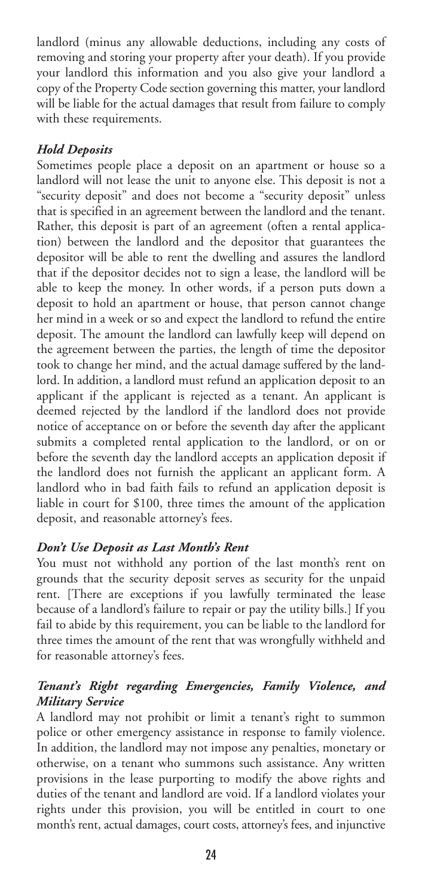landlord (minus any allowable deductions, including any costs of removing and storing your property after your death). If you provide your landlord this information and you also give your landlord a copy of the Property Code section governing this matter, your landlord will be liable for the actual damages that result from failure to comply with these requirements.

### *Hold Deposits*

Sometimes people place a deposit on an apartment or house so a landlord will not lease the unit to anyone else. This deposit is not a "security deposit" and does not become a "security deposit" unless that is specified in an agreement between the landlord and the tenant. Rather, this deposit is part of an agreement (often a rental application) between the landlord and the depositor that guarantees the depositor will be able to rent the dwelling and assures the landlord that if the depositor decides not to sign a lease, the landlord will be able to keep the money. In other words, if a person puts down a deposit to hold an apartment or house, that person cannot change her mind in a week or so and expect the landlord to refund the entire deposit. The amount the landlord can lawfully keep will depend on the agreement between the parties, the length of time the depositor took to change her mind, and the actual damage suffered by the landlord. In addition, a landlord must refund an application deposit to an applicant if the applicant is rejected as a tenant. An applicant is deemed rejected by the landlord if the landlord does not provide notice of acceptance on or before the seventh day after the applicant submits a completed rental application to the landlord, or on or before the seventh day the landlord accepts an application deposit if the landlord does not furnish the applicant an applicant form. A landlord who in bad faith fails to refund an application deposit is liable in court for $100, three times the amount of the application deposit, and reasonable attorney's fees.

### *Don't Use Deposit as Last Month's Rent*

You must not withhold any portion of the last month's rent on grounds that the security deposit serves as security for the unpaid rent. [There are exceptions if you lawfully terminated the lease because of a landlord's failure to repair or pay the utility bills.] If you fail to abide by this requirement, you can be liable to the landlord for three times the amount of the rent that was wrongfully withheld and for reasonable attorney's fees.

### *Tenant's Right regarding Emergencies, Family Violence, and Military Service*

A landlord may not prohibit or limit a tenant's right to summon police or other emergency assistance in response to family violence. In addition, the landlord may not impose any penalties, monetary or otherwise, on a tenant who summons such assistance. Any written provisions in the lease purporting to modify the above rights and duties of the tenant and landlord are void. If a landlord violates your rights under this provision, you will be entitled in court to one month's rent, actual damages, court costs, attorney's fees, and injunctive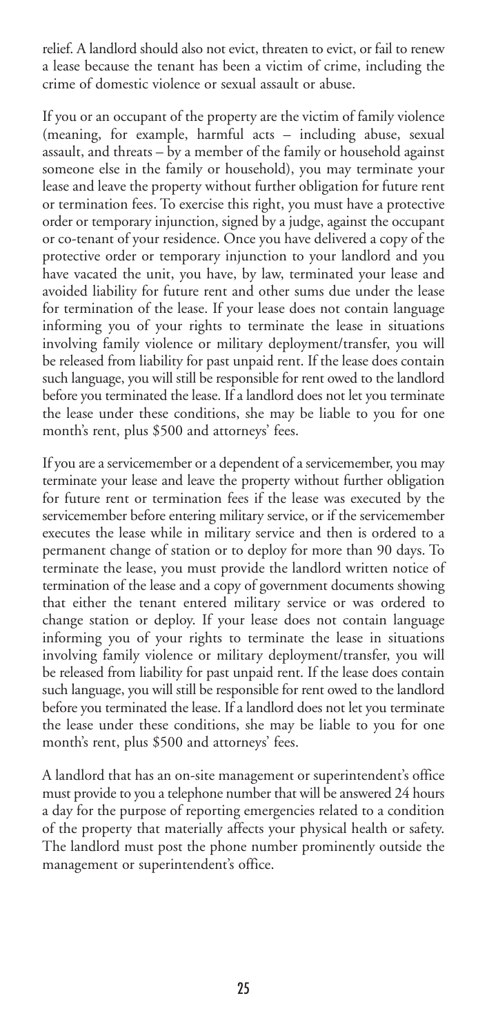relief. A landlord should also not evict, threaten to evict, or fail to renew a lease because the tenant has been a victim of crime, including the crime of domestic violence or sexual assault or abuse.

If you or an occupant of the property are the victim of family violence (meaning, for example, harmful acts – including abuse, sexual assault, and threats – by a member of the family or household against someone else in the family or household), you may terminate your lease and leave the property without further obligation for future rent or termination fees. To exercise this right, you must have a protective order or temporary injunction, signed by a judge, against the occupant or co-tenant of your residence. Once you have delivered a copy of the protective order or temporary injunction to your landlord and you have vacated the unit, you have, by law, terminated your lease and avoided liability for future rent and other sums due under the lease for termination of the lease. If your lease does not contain language informing you of your rights to terminate the lease in situations involving family violence or military deployment/transfer, you will be released from liability for past unpaid rent. If the lease does contain such language, you will still be responsible for rent owed to the landlord before you terminated the lease. If a landlord does not let you terminate the lease under these conditions, she may be liable to you for one month's rent, plus $500 and attorneys' fees.

If you are a servicemember or a dependent of a servicemember, you may terminate your lease and leave the property without further obligation for future rent or termination fees if the lease was executed by the servicemember before entering military service, or if the servicemember executes the lease while in military service and then is ordered to a permanent change of station or to deploy for more than 90 days. To terminate the lease, you must provide the landlord written notice of termination of the lease and a copy of government documents showing that either the tenant entered military service or was ordered to change station or deploy. If your lease does not contain language informing you of your rights to terminate the lease in situations involving family violence or military deployment/transfer, you will be released from liability for past unpaid rent. If the lease does contain such language, you will still be responsible for rent owed to the landlord before you terminated the lease. If a landlord does not let you terminate the lease under these conditions, she may be liable to you for one month's rent, plus $500 and attorneys' fees.

A landlord that has an on-site management or superintendent's office must provide to you a telephone number that will be answered 24 hours a day for the purpose of reporting emergencies related to a condition of the property that materially affects your physical health or safety. The landlord must post the phone number prominently outside the management or superintendent's office.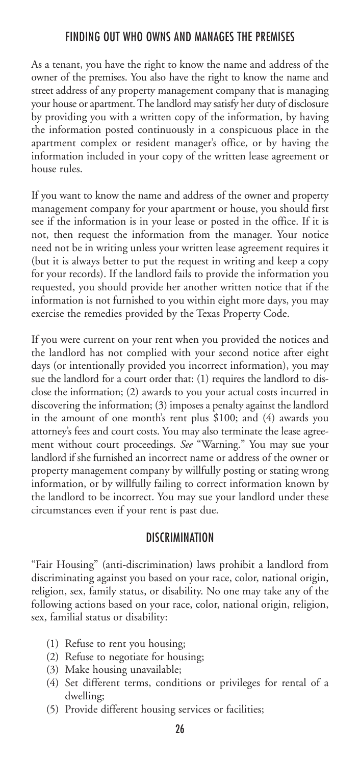## FINDING OUT WHO OWNS AND MANAGES THE PREMISES

As a tenant, you have the right to know the name and address of the owner of the premises. You also have the right to know the name and street address of any property management company that is managing your house or apartment. The landlord may satisfy her duty of disclosure by providing you with a written copy of the information, by having the information posted continuously in a conspicuous place in the apartment complex or resident manager's office, or by having the information included in your copy of the written lease agreement or house rules.

If you want to know the name and address of the owner and property management company for your apartment or house, you should first see if the information is in your lease or posted in the office. If it is not, then request the information from the manager. Your notice need not be in writing unless your written lease agreement requires it (but it is always better to put the request in writing and keep a copy for your records). If the landlord fails to provide the information you requested, you should provide her another written notice that if the information is not furnished to you within eight more days, you may exercise the remedies provided by the Texas Property Code.

If you were current on your rent when you provided the notices and the landlord has not complied with your second notice after eight days (or intentionally provided you incorrect information), you may sue the landlord for a court order that: (1) requires the landlord to disclose the information; (2) awards to you your actual costs incurred in discovering the information; (3) imposes a penalty against the landlord in the amount of one month's rent plus $100; and (4) awards you attorney's fees and court costs. You may also terminate the lease agreement without court proceedings. *See* "Warning." You may sue your landlord if she furnished an incorrect name or address of the owner or property management company by willfully posting or stating wrong information, or by willfully failing to correct information known by the landlord to be incorrect. You may sue your landlord under these circumstances even if your rent is past due.

## DISCRIMINATION

"Fair Housing" (anti-discrimination) laws prohibit a landlord from discriminating against you based on your race, color, national origin, religion, sex, family status, or disability. No one may take any of the following actions based on your race, color, national origin, religion, sex, familial status or disability:

(1) Refuse to rent you housing;
(2) Refuse to negotiate for housing;
(3) Make housing unavailable;
(4) Set different terms, conditions or privileges for rental of a dwelling;
(5) Provide different housing services or facilities;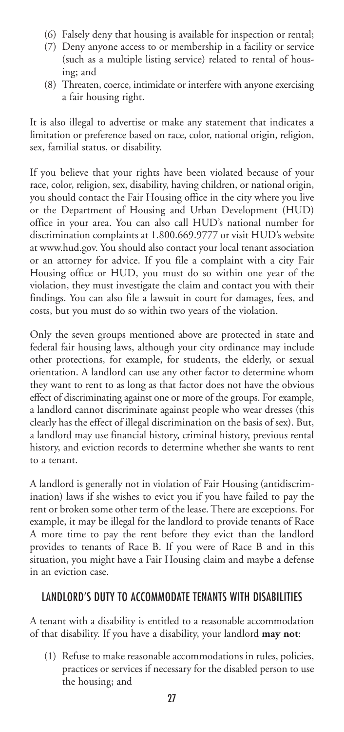(6) Falsely deny that housing is available for inspection or rental;
(7) Deny anyone access to or membership in a facility or service (such as a multiple listing service) related to rental of housing; and
(8) Threaten, coerce, intimidate or interfere with anyone exercising a fair housing right.

It is also illegal to advertise or make any statement that indicates a limitation or preference based on race, color, national origin, religion, sex, familial status, or disability.

If you believe that your rights have been violated because of your race, color, religion, sex, disability, having children, or national origin, you should contact the Fair Housing office in the city where you live or the Department of Housing and Urban Development (HUD) office in your area. You can also call HUD's national number for discrimination complaints at 1.800.669.9777 or visit HUD's website at www.hud.gov. You should also contact your local tenant association or an attorney for advice. If you file a complaint with a city Fair Housing office or HUD, you must do so within one year of the violation, they must investigate the claim and contact you with their findings. You can also file a lawsuit in court for damages, fees, and costs, but you must do so within two years of the violation.

Only the seven groups mentioned above are protected in state and federal fair housing laws, although your city ordinance may include other protections, for example, for students, the elderly, or sexual orientation. A landlord can use any other factor to determine whom they want to rent to as long as that factor does not have the obvious effect of discriminating against one or more of the groups. For example, a landlord cannot discriminate against people who wear dresses (this clearly has the effect of illegal discrimination on the basis of sex). But, a landlord may use financial history, criminal history, previous rental history, and eviction records to determine whether she wants to rent to a tenant.

A landlord is generally not in violation of Fair Housing (antidiscrimination) laws if she wishes to evict you if you have failed to pay the rent or broken some other term of the lease. There are exceptions. For example, it may be illegal for the landlord to provide tenants of Race A more time to pay the rent before they evict than the landlord provides to tenants of Race B. If you were of Race B and in this situation, you might have a Fair Housing claim and maybe a defense in an eviction case.

## LANDLORD'S DUTY TO ACCOMMODATE TENANTS WITH DISABILITIES

A tenant with a disability is entitled to a reasonable accommodation of that disability. If you have a disability, your landlord **may not**:

(1) Refuse to make reasonable accommodations in rules, policies, practices or services if necessary for the disabled person to use the housing; and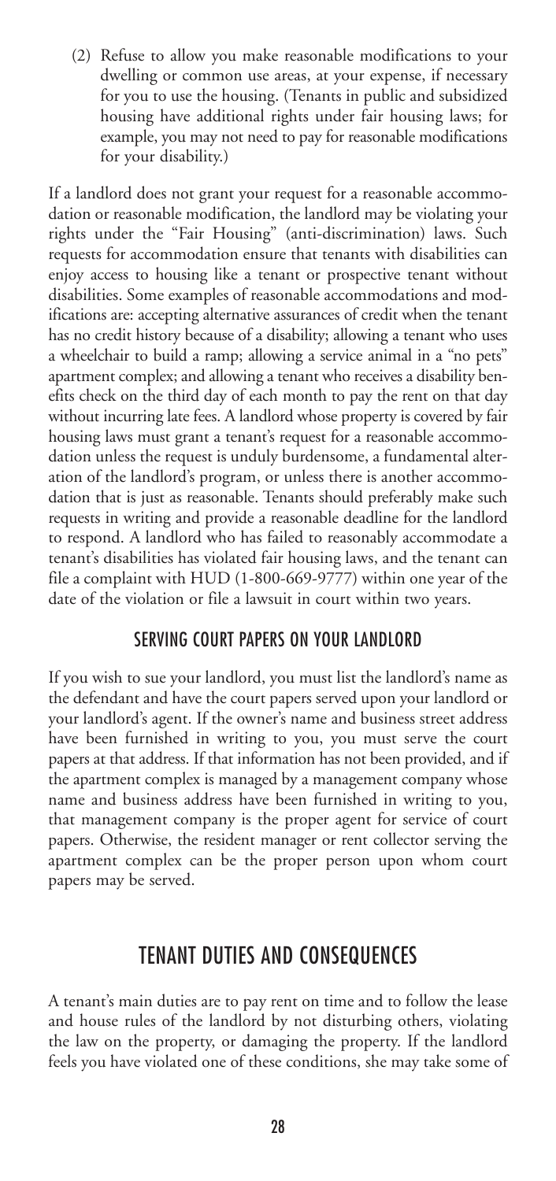(2) Refuse to allow you make reasonable modifications to your dwelling or common use areas, at your expense, if necessary for you to use the housing. (Tenants in public and subsidized housing have additional rights under fair housing laws; for example, you may not need to pay for reasonable modifications for your disability.)

If a landlord does not grant your request for a reasonable accommodation or reasonable modification, the landlord may be violating your rights under the "Fair Housing" (anti-discrimination) laws. Such requests for accommodation ensure that tenants with disabilities can enjoy access to housing like a tenant or prospective tenant without disabilities. Some examples of reasonable accommodations and modifications are: accepting alternative assurances of credit when the tenant has no credit history because of a disability; allowing a tenant who uses a wheelchair to build a ramp; allowing a service animal in a "no pets" apartment complex; and allowing a tenant who receives a disability benefits check on the third day of each month to pay the rent on that day without incurring late fees. A landlord whose property is covered by fair housing laws must grant a tenant's request for a reasonable accommodation unless the request is unduly burdensome, a fundamental alteration of the landlord's program, or unless there is another accommodation that is just as reasonable. Tenants should preferably make such requests in writing and provide a reasonable deadline for the landlord to respond. A landlord who has failed to reasonably accommodate a tenant's disabilities has violated fair housing laws, and the tenant can file a complaint with HUD (1-800-669-9777) within one year of the date of the violation or file a lawsuit in court within two years.

### SERVING COURT PAPERS ON YOUR LANDLORD

If you wish to sue your landlord, you must list the landlord's name as the defendant and have the court papers served upon your landlord or your landlord's agent. If the owner's name and business street address have been furnished in writing to you, you must serve the court papers at that address. If that information has not been provided, and if the apartment complex is managed by a management company whose name and business address have been furnished in writing to you, that management company is the proper agent for service of court papers. Otherwise, the resident manager or rent collector serving the apartment complex can be the proper person upon whom court papers may be served.

## TENANT DUTIES AND CONSEQUENCES

A tenant's main duties are to pay rent on time and to follow the lease and house rules of the landlord by not disturbing others, violating the law on the property, or damaging the property. If the landlord feels you have violated one of these conditions, she may take some of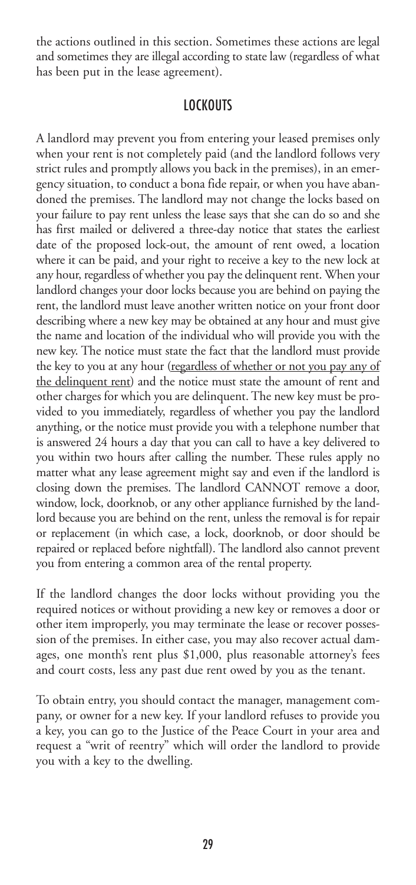the actions outlined in this section. Sometimes these actions are legal and sometimes they are illegal according to state law (regardless of what has been put in the lease agreement).

## LOCKOUTS

A landlord may prevent you from entering your leased premises only when your rent is not completely paid (and the landlord follows very strict rules and promptly allows you back in the premises), in an emergency situation, to conduct a bona fide repair, or when you have abandoned the premises. The landlord may not change the locks based on your failure to pay rent unless the lease says that she can do so and she has first mailed or delivered a three-day notice that states the earliest date of the proposed lock-out, the amount of rent owed, a location where it can be paid, and your right to receive a key to the new lock at any hour, regardless of whether you pay the delinquent rent. When your landlord changes your door locks because you are behind on paying the rent, the landlord must leave another written notice on your front door describing where a new key may be obtained at any hour and must give the name and location of the individual who will provide you with the new key. The notice must state the fact that the landlord must provide the key to you at any hour (<u>regardless of whether or not you pay any of the delinquent rent</u>) and the notice must state the amount of rent and other charges for which you are delinquent. The new key must be provided to you immediately, regardless of whether you pay the landlord anything, or the notice must provide you with a telephone number that is answered 24 hours a day that you can call to have a key delivered to you within two hours after calling the number. These rules apply no matter what any lease agreement might say and even if the landlord is closing down the premises. The landlord CANNOT remove a door, window, lock, doorknob, or any other appliance furnished by the landlord because you are behind on the rent, unless the removal is for repair or replacement (in which case, a lock, doorknob, or door should be repaired or replaced before nightfall). The landlord also cannot prevent you from entering a common area of the rental property.

If the landlord changes the door locks without providing you the required notices or without providing a new key or removes a door or other item improperly, you may terminate the lease or recover possession of the premises. In either case, you may also recover actual damages, one month's rent plus $1,000, plus reasonable attorney's fees and court costs, less any past due rent owed by you as the tenant.

To obtain entry, you should contact the manager, management company, or owner for a new key. If your landlord refuses to provide you a key, you can go to the Justice of the Peace Court in your area and request a "writ of reentry" which will order the landlord to provide you with a key to the dwelling.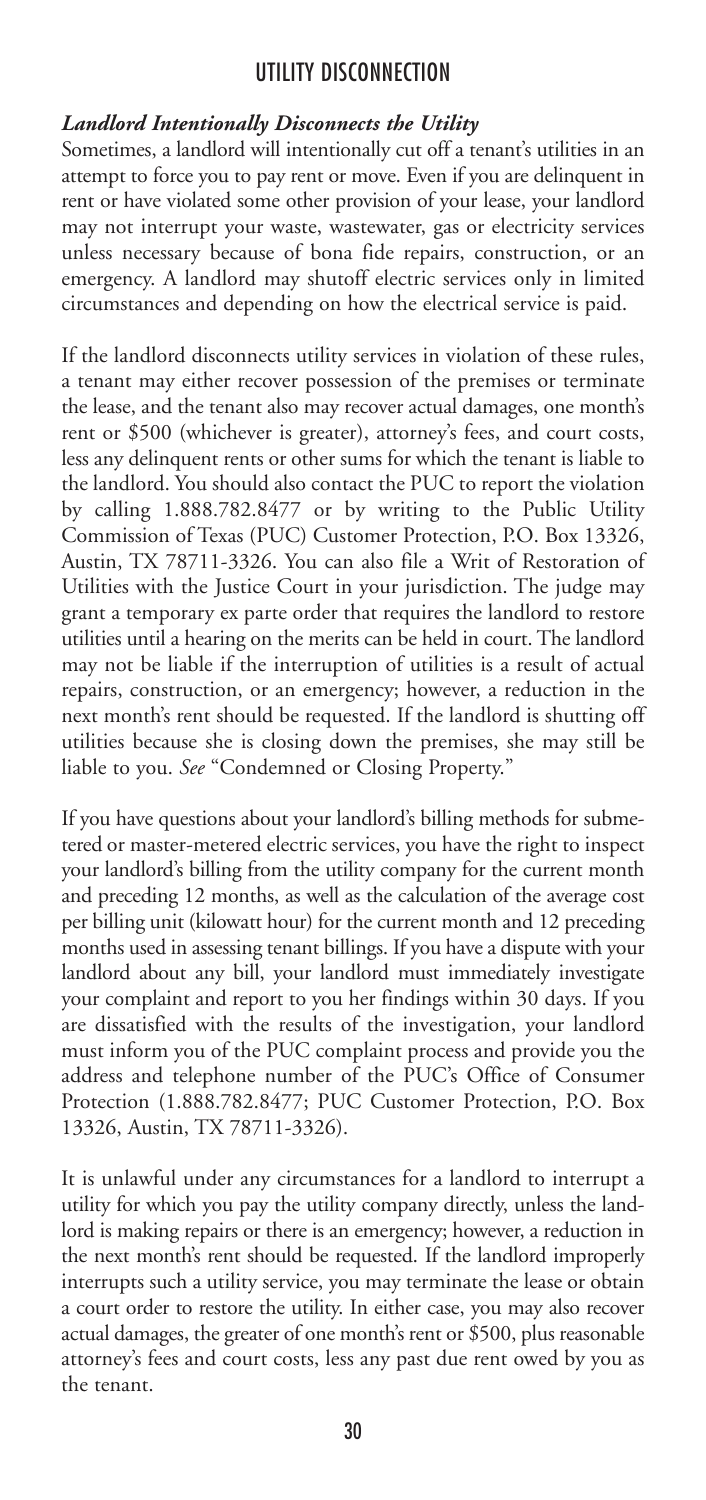## UTILITY DISCONNECTION

### *Landlord Intentionally Disconnects the Utility*

Sometimes, a landlord will intentionally cut off a tenant's utilities in an attempt to force you to pay rent or move. Even if you are delinquent in rent or have violated some other provision of your lease, your landlord may not interrupt your waste, wastewater, gas or electricity services unless necessary because of bona fide repairs, construction, or an emergency. A landlord may shutoff electric services only in limited circumstances and depending on how the electrical service is paid.

If the landlord disconnects utility services in violation of these rules, a tenant may either recover possession of the premises or terminate the lease, and the tenant also may recover actual damages, one month's rent or $500 (whichever is greater), attorney's fees, and court costs, less any delinquent rents or other sums for which the tenant is liable to the landlord. You should also contact the PUC to report the violation by calling 1.888.782.8477 or by writing to the Public Utility Commission of Texas (PUC) Customer Protection, P.O. Box 13326, Austin, TX 78711-3326. You can also file a Writ of Restoration of Utilities with the Justice Court in your jurisdiction. The judge may grant a temporary ex parte order that requires the landlord to restore utilities until a hearing on the merits can be held in court. The landlord may not be liable if the interruption of utilities is a result of actual repairs, construction, or an emergency; however, a reduction in the next month's rent should be requested. If the landlord is shutting off utilities because she is closing down the premises, she may still be liable to you. *See* "Condemned or Closing Property."

If you have questions about your landlord's billing methods for submetered or master-metered electric services, you have the right to inspect your landlord's billing from the utility company for the current month and preceding 12 months, as well as the calculation of the average cost per billing unit (kilowatt hour) for the current month and 12 preceding months used in assessing tenant billings. If you have a dispute with your landlord about any bill, your landlord must immediately investigate your complaint and report to you her findings within 30 days. If you are dissatisfied with the results of the investigation, your landlord must inform you of the PUC complaint process and provide you the address and telephone number of the PUC's Office of Consumer Protection (1.888.782.8477; PUC Customer Protection, P.O. Box 13326, Austin, TX 78711-3326).

It is unlawful under any circumstances for a landlord to interrupt a utility for which you pay the utility company directly, unless the landlord is making repairs or there is an emergency; however, a reduction in the next month's rent should be requested. If the landlord improperly interrupts such a utility service, you may terminate the lease or obtain a court order to restore the utility. In either case, you may also recover actual damages, the greater of one month's rent or $500, plus reasonable attorney's fees and court costs, less any past due rent owed by you as the tenant.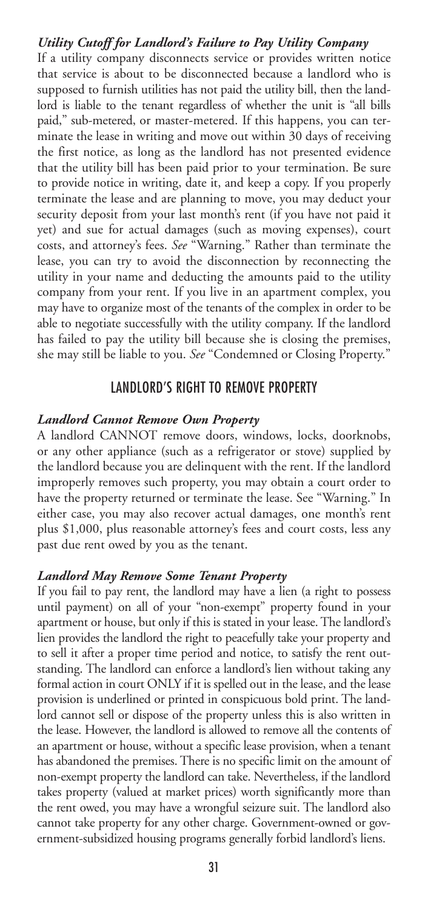### *Utility Cutoff for Landlord's Failure to Pay Utility Company*

If a utility company disconnects service or provides written notice that service is about to be disconnected because a landlord who is supposed to furnish utilities has not paid the utility bill, then the landlord is liable to the tenant regardless of whether the unit is "all bills paid," sub-metered, or master-metered. If this happens, you can terminate the lease in writing and move out within 30 days of receiving the first notice, as long as the landlord has not presented evidence that the utility bill has been paid prior to your termination. Be sure to provide notice in writing, date it, and keep a copy. If you properly terminate the lease and are planning to move, you may deduct your security deposit from your last month's rent (if you have not paid it yet) and sue for actual damages (such as moving expenses), court costs, and attorney's fees. *See* "Warning." Rather than terminate the lease, you can try to avoid the disconnection by reconnecting the utility in your name and deducting the amounts paid to the utility company from your rent. If you live in an apartment complex, you may have to organize most of the tenants of the complex in order to be able to negotiate successfully with the utility company. If the landlord has failed to pay the utility bill because she is closing the premises, she may still be liable to you. *See* "Condemned or Closing Property."

## LANDLORD'S RIGHT TO REMOVE PROPERTY

### *Landlord Cannot Remove Own Property*

A landlord CANNOT remove doors, windows, locks, doorknobs, or any other appliance (such as a refrigerator or stove) supplied by the landlord because you are delinquent with the rent. If the landlord improperly removes such property, you may obtain a court order to have the property returned or terminate the lease. See "Warning." In either case, you may also recover actual damages, one month's rent plus $1,000, plus reasonable attorney's fees and court costs, less any past due rent owed by you as the tenant.

### *Landlord May Remove Some Tenant Property*

If you fail to pay rent, the landlord may have a lien (a right to possess until payment) on all of your "non-exempt" property found in your apartment or house, but only if this is stated in your lease. The landlord's lien provides the landlord the right to peacefully take your property and to sell it after a proper time period and notice, to satisfy the rent outstanding. The landlord can enforce a landlord's lien without taking any formal action in court ONLY if it is spelled out in the lease, and the lease provision is underlined or printed in conspicuous bold print. The landlord cannot sell or dispose of the property unless this is also written in the lease. However, the landlord is allowed to remove all the contents of an apartment or house, without a specific lease provision, when a tenant has abandoned the premises. There is no specific limit on the amount of non-exempt property the landlord can take. Nevertheless, if the landlord takes property (valued at market prices) worth significantly more than the rent owed, you may have a wrongful seizure suit. The landlord also cannot take property for any other charge. Government-owned or government-subsidized housing programs generally forbid landlord's liens.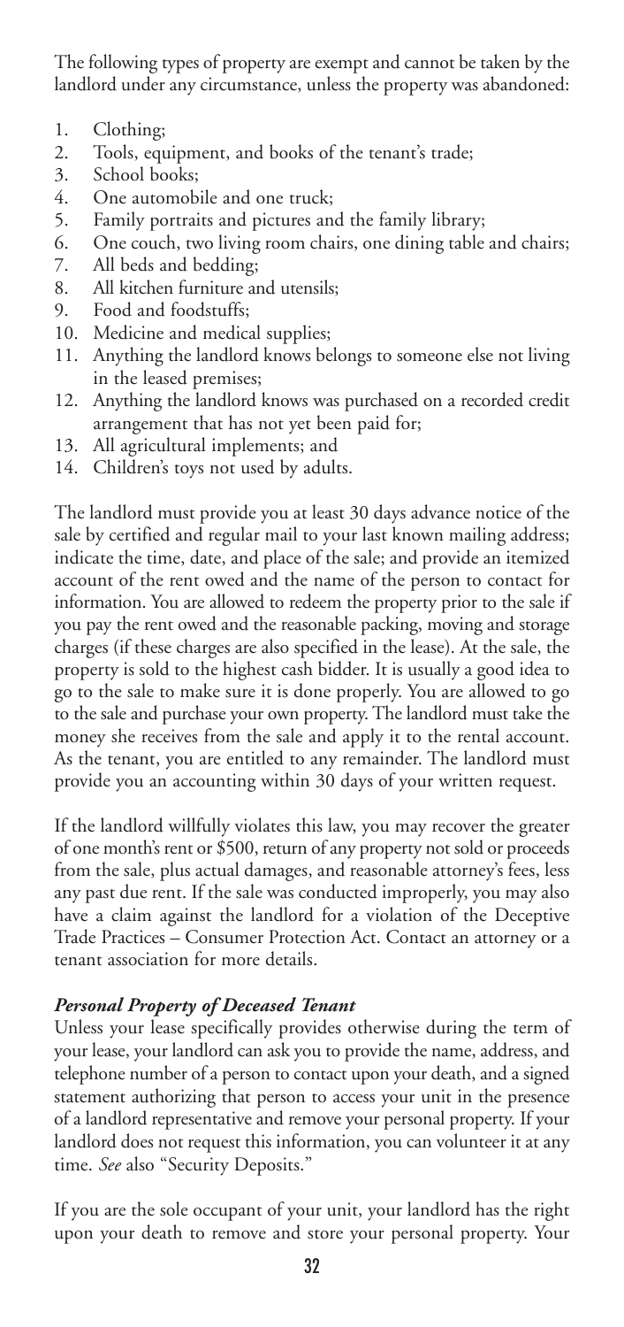The following types of property are exempt and cannot be taken by the landlord under any circumstance, unless the property was abandoned:

1. Clothing;
2. Tools, equipment, and books of the tenant's trade;
3. School books;
4. One automobile and one truck;
5. Family portraits and pictures and the family library;
6. One couch, two living room chairs, one dining table and chairs;
7. All beds and bedding;
8. All kitchen furniture and utensils;
9. Food and foodstuffs;
10. Medicine and medical supplies;
11. Anything the landlord knows belongs to someone else not living in the leased premises;
12. Anything the landlord knows was purchased on a recorded credit arrangement that has not yet been paid for;
13. All agricultural implements; and
14. Children's toys not used by adults.

The landlord must provide you at least 30 days advance notice of the sale by certified and regular mail to your last known mailing address; indicate the time, date, and place of the sale; and provide an itemized account of the rent owed and the name of the person to contact for information. You are allowed to redeem the property prior to the sale if you pay the rent owed and the reasonable packing, moving and storage charges (if these charges are also specified in the lease). At the sale, the property is sold to the highest cash bidder. It is usually a good idea to go to the sale to make sure it is done properly. You are allowed to go to the sale and purchase your own property. The landlord must take the money she receives from the sale and apply it to the rental account. As the tenant, you are entitled to any remainder. The landlord must provide you an accounting within 30 days of your written request.

If the landlord willfully violates this law, you may recover the greater of one month's rent or $500, return of any property not sold or proceeds from the sale, plus actual damages, and reasonable attorney's fees, less any past due rent. If the sale was conducted improperly, you may also have a claim against the landlord for a violation of the Deceptive Trade Practices – Consumer Protection Act. Contact an attorney or a tenant association for more details.

### *Personal Property of Deceased Tenant*

Unless your lease specifically provides otherwise during the term of your lease, your landlord can ask you to provide the name, address, and telephone number of a person to contact upon your death, and a signed statement authorizing that person to access your unit in the presence of a landlord representative and remove your personal property. If your landlord does not request this information, you can volunteer it at any time. *See* also "Security Deposits."

If you are the sole occupant of your unit, your landlord has the right upon your death to remove and store your personal property. Your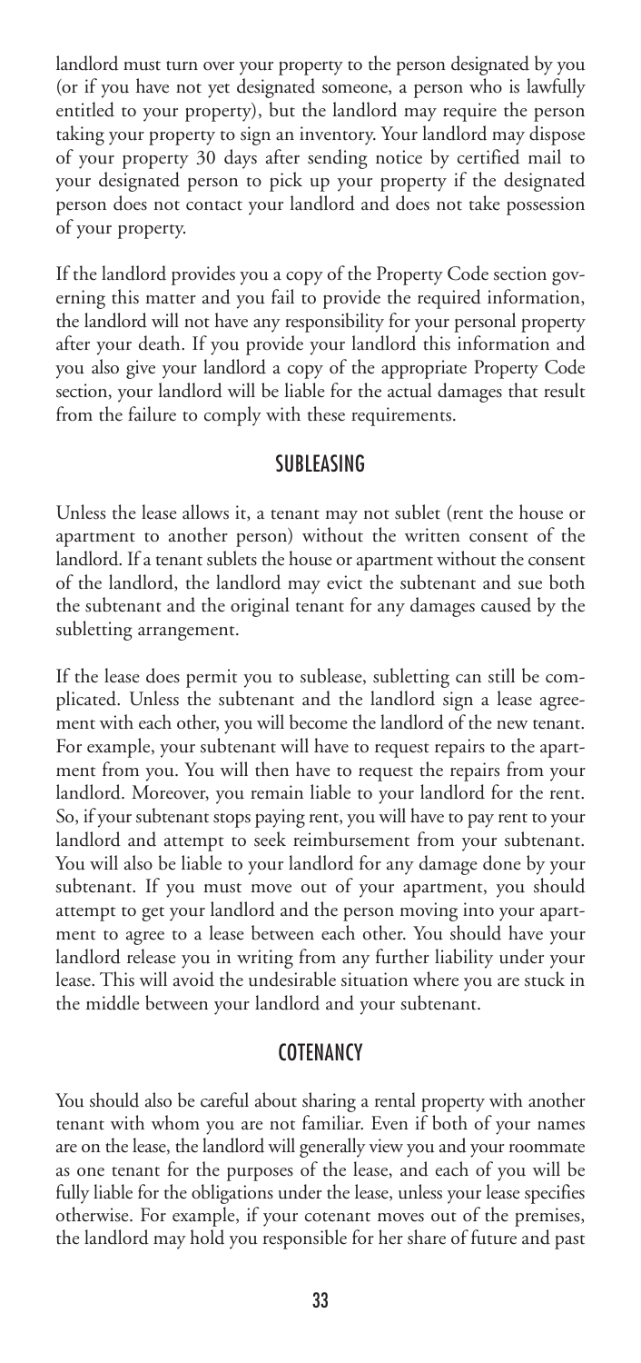landlord must turn over your property to the person designated by you (or if you have not yet designated someone, a person who is lawfully entitled to your property), but the landlord may require the person taking your property to sign an inventory. Your landlord may dispose of your property 30 days after sending notice by certified mail to your designated person to pick up your property if the designated person does not contact your landlord and does not take possession of your property.

If the landlord provides you a copy of the Property Code section governing this matter and you fail to provide the required information, the landlord will not have any responsibility for your personal property after your death. If you provide your landlord this information and you also give your landlord a copy of the appropriate Property Code section, your landlord will be liable for the actual damages that result from the failure to comply with these requirements.

## SUBLEASING

Unless the lease allows it, a tenant may not sublet (rent the house or apartment to another person) without the written consent of the landlord. If a tenant sublets the house or apartment without the consent of the landlord, the landlord may evict the subtenant and sue both the subtenant and the original tenant for any damages caused by the subletting arrangement.

If the lease does permit you to sublease, subletting can still be complicated. Unless the subtenant and the landlord sign a lease agreement with each other, you will become the landlord of the new tenant. For example, your subtenant will have to request repairs to the apartment from you. You will then have to request the repairs from your landlord. Moreover, you remain liable to your landlord for the rent. So, if your subtenant stops paying rent, you will have to pay rent to your landlord and attempt to seek reimbursement from your subtenant. You will also be liable to your landlord for any damage done by your subtenant. If you must move out of your apartment, you should attempt to get your landlord and the person moving into your apartment to agree to a lease between each other. You should have your landlord release you in writing from any further liability under your lease. This will avoid the undesirable situation where you are stuck in the middle between your landlord and your subtenant.

## COTENANCY

You should also be careful about sharing a rental property with another tenant with whom you are not familiar. Even if both of your names are on the lease, the landlord will generally view you and your roommate as one tenant for the purposes of the lease, and each of you will be fully liable for the obligations under the lease, unless your lease specifies otherwise. For example, if your cotenant moves out of the premises, the landlord may hold you responsible for her share of future and past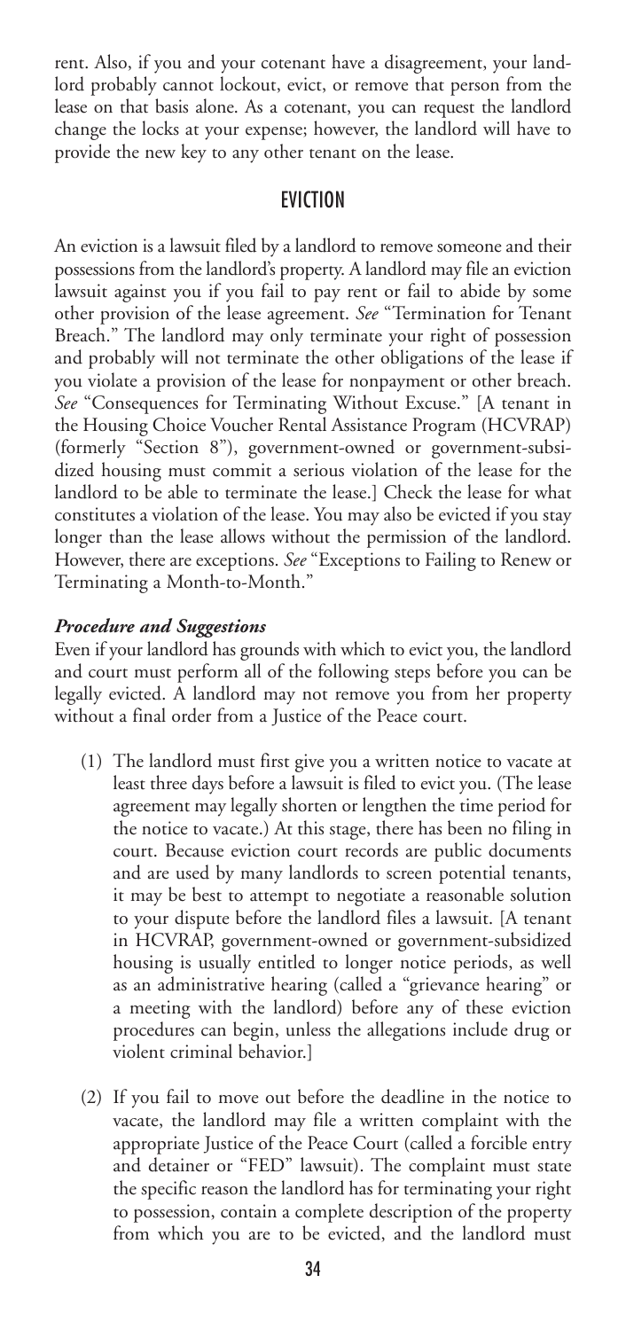rent. Also, if you and your cotenant have a disagreement, your landlord probably cannot lockout, evict, or remove that person from the lease on that basis alone. As a cotenant, you can request the landlord change the locks at your expense; however, the landlord will have to provide the new key to any other tenant on the lease.

## EVICTION

An eviction is a lawsuit filed by a landlord to remove someone and their possessions from the landlord's property. A landlord may file an eviction lawsuit against you if you fail to pay rent or fail to abide by some other provision of the lease agreement. *See* "Termination for Tenant Breach." The landlord may only terminate your right of possession and probably will not terminate the other obligations of the lease if you violate a provision of the lease for nonpayment or other breach. *See* "Consequences for Terminating Without Excuse." [A tenant in the Housing Choice Voucher Rental Assistance Program (HCVRAP) (formerly "Section 8"), government-owned or government-subsidized housing must commit a serious violation of the lease for the landlord to be able to terminate the lease.] Check the lease for what constitutes a violation of the lease. You may also be evicted if you stay longer than the lease allows without the permission of the landlord. However, there are exceptions. *See* "Exceptions to Failing to Renew or Terminating a Month-to-Month."

### *Procedure and Suggestions*

Even if your landlord has grounds with which to evict you, the landlord and court must perform all of the following steps before you can be legally evicted. A landlord may not remove you from her property without a final order from a Justice of the Peace court.

(1) The landlord must first give you a written notice to vacate at least three days before a lawsuit is filed to evict you. (The lease agreement may legally shorten or lengthen the time period for the notice to vacate.) At this stage, there has been no filing in court. Because eviction court records are public documents and are used by many landlords to screen potential tenants, it may be best to attempt to negotiate a reasonable solution to your dispute before the landlord files a lawsuit. [A tenant in HCVRAP, government-owned or government-subsidized housing is usually entitled to longer notice periods, as well as an administrative hearing (called a "grievance hearing" or a meeting with the landlord) before any of these eviction procedures can begin, unless the allegations include drug or violent criminal behavior.]

(2) If you fail to move out before the deadline in the notice to vacate, the landlord may file a written complaint with the appropriate Justice of the Peace Court (called a forcible entry and detainer or "FED" lawsuit). The complaint must state the specific reason the landlord has for terminating your right to possession, contain a complete description of the property from which you are to be evicted, and the landlord must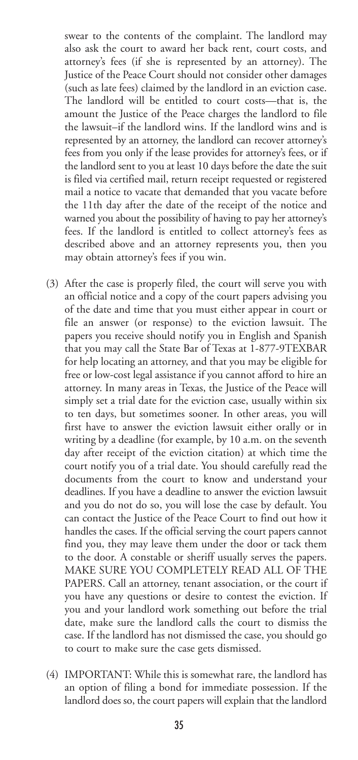swear to the contents of the complaint. The landlord may also ask the court to award her back rent, court costs, and attorney's fees (if she is represented by an attorney). The Justice of the Peace Court should not consider other damages (such as late fees) claimed by the landlord in an eviction case. The landlord will be entitled to court costs—that is, the amount the Justice of the Peace charges the landlord to file the lawsuit–if the landlord wins. If the landlord wins and is represented by an attorney, the landlord can recover attorney's fees from you only if the lease provides for attorney's fees, or if the landlord sent to you at least 10 days before the date the suit is filed via certified mail, return receipt requested or registered mail a notice to vacate that demanded that you vacate before the 11th day after the date of the receipt of the notice and warned you about the possibility of having to pay her attorney's fees. If the landlord is entitled to collect attorney's fees as described above and an attorney represents you, then you may obtain attorney's fees if you win.

(3) After the case is properly filed, the court will serve you with an official notice and a copy of the court papers advising you of the date and time that you must either appear in court or file an answer (or response) to the eviction lawsuit. The papers you receive should notify you in English and Spanish that you may call the State Bar of Texas at 1-877-9TEXBAR for help locating an attorney, and that you may be eligible for free or low-cost legal assistance if you cannot afford to hire an attorney. In many areas in Texas, the Justice of the Peace will simply set a trial date for the eviction case, usually within six to ten days, but sometimes sooner. In other areas, you will first have to answer the eviction lawsuit either orally or in writing by a deadline (for example, by 10 a.m. on the seventh day after receipt of the eviction citation) at which time the court notify you of a trial date. You should carefully read the documents from the court to know and understand your deadlines. If you have a deadline to answer the eviction lawsuit and you do not do so, you will lose the case by default. You can contact the Justice of the Peace Court to find out how it handles the cases. If the official serving the court papers cannot find you, they may leave them under the door or tack them to the door. A constable or sheriff usually serves the papers. MAKE SURE YOU COMPLETELY READ ALL OF THE PAPERS. Call an attorney, tenant association, or the court if you have any questions or desire to contest the eviction. If you and your landlord work something out before the trial date, make sure the landlord calls the court to dismiss the case. If the landlord has not dismissed the case, you should go to court to make sure the case gets dismissed.

(4) IMPORTANT: While this is somewhat rare, the landlord has an option of filing a bond for immediate possession. If the landlord does so, the court papers will explain that the landlord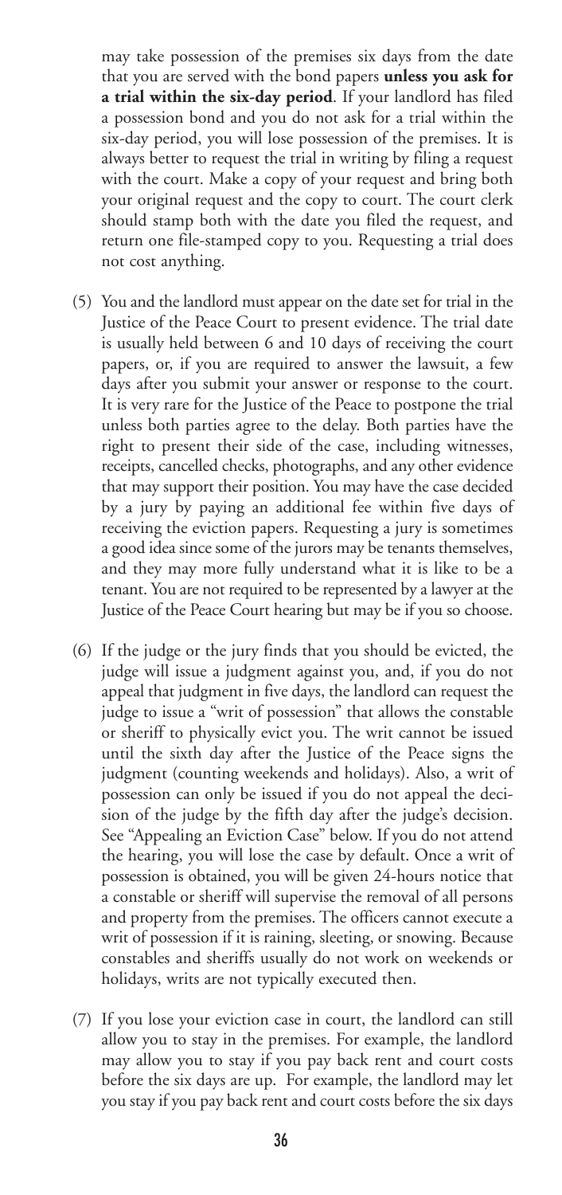may take possession of the premises six days from the date that you are served with the bond papers **unless you ask for a trial within the six-day period**. If your landlord has filed a possession bond and you do not ask for a trial within the six-day period, you will lose possession of the premises. It is always better to request the trial in writing by filing a request with the court. Make a copy of your request and bring both your original request and the copy to court. The court clerk should stamp both with the date you filed the request, and return one file-stamped copy to you. Requesting a trial does not cost anything.

(5) You and the landlord must appear on the date set for trial in the Justice of the Peace Court to present evidence. The trial date is usually held between 6 and 10 days of receiving the court papers, or, if you are required to answer the lawsuit, a few days after you submit your answer or response to the court. It is very rare for the Justice of the Peace to postpone the trial unless both parties agree to the delay. Both parties have the right to present their side of the case, including witnesses, receipts, cancelled checks, photographs, and any other evidence that may support their position. You may have the case decided by a jury by paying an additional fee within five days of receiving the eviction papers. Requesting a jury is sometimes a good idea since some of the jurors may be tenants themselves, and they may more fully understand what it is like to be a tenant. You are not required to be represented by a lawyer at the Justice of the Peace Court hearing but may be if you so choose.

(6) If the judge or the jury finds that you should be evicted, the judge will issue a judgment against you, and, if you do not appeal that judgment in five days, the landlord can request the judge to issue a "writ of possession" that allows the constable or sheriff to physically evict you. The writ cannot be issued until the sixth day after the Justice of the Peace signs the judgment (counting weekends and holidays). Also, a writ of possession can only be issued if you do not appeal the decision of the judge by the fifth day after the judge's decision. See "Appealing an Eviction Case" below. If you do not attend the hearing, you will lose the case by default. Once a writ of possession is obtained, you will be given 24-hours notice that a constable or sheriff will supervise the removal of all persons and property from the premises. The officers cannot execute a writ of possession if it is raining, sleeting, or snowing. Because constables and sheriffs usually do not work on weekends or holidays, writs are not typically executed then.

(7) If you lose your eviction case in court, the landlord can still allow you to stay in the premises. For example, the landlord may allow you to stay if you pay back rent and court costs before the six days are up. For example, the landlord may let you stay if you pay back rent and court costs before the six days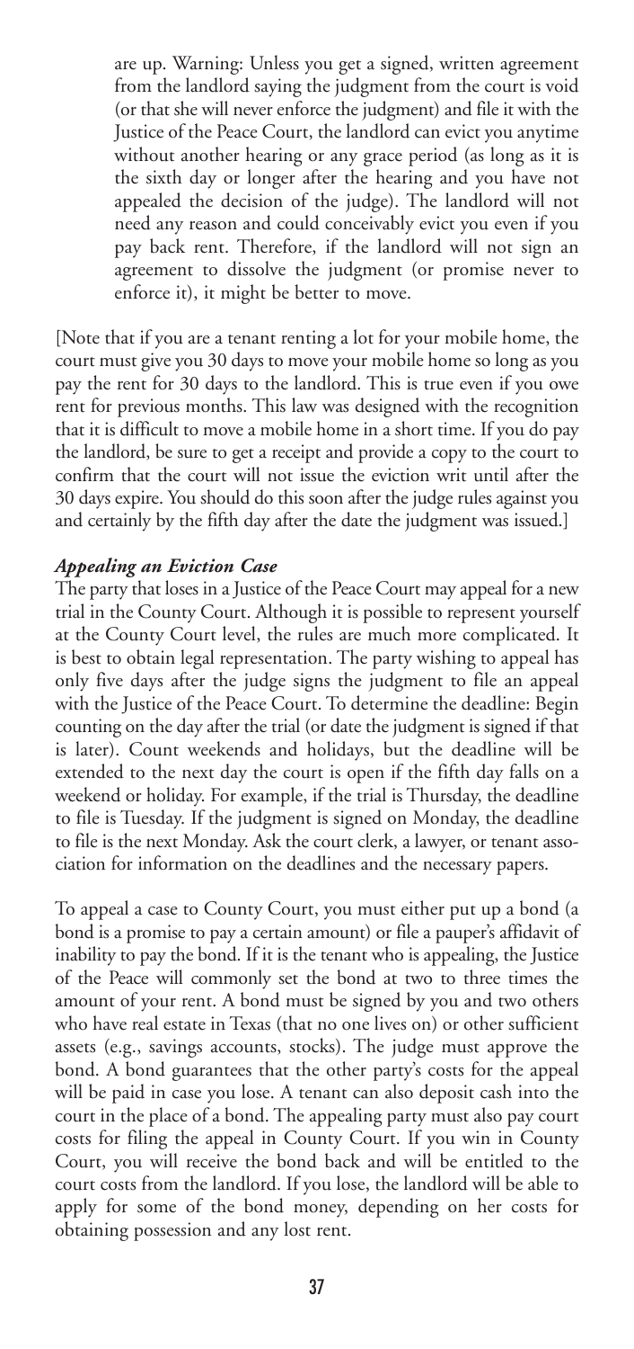are up. Warning: Unless you get a signed, written agreement from the landlord saying the judgment from the court is void (or that she will never enforce the judgment) and file it with the Justice of the Peace Court, the landlord can evict you anytime without another hearing or any grace period (as long as it is the sixth day or longer after the hearing and you have not appealed the decision of the judge). The landlord will not need any reason and could conceivably evict you even if you pay back rent. Therefore, if the landlord will not sign an agreement to dissolve the judgment (or promise never to enforce it), it might be better to move.

[Note that if you are a tenant renting a lot for your mobile home, the court must give you 30 days to move your mobile home so long as you pay the rent for 30 days to the landlord. This is true even if you owe rent for previous months. This law was designed with the recognition that it is difficult to move a mobile home in a short time. If you do pay the landlord, be sure to get a receipt and provide a copy to the court to confirm that the court will not issue the eviction writ until after the 30 days expire. You should do this soon after the judge rules against you and certainly by the fifth day after the date the judgment was issued.]

### *Appealing an Eviction Case*

The party that loses in a Justice of the Peace Court may appeal for a new trial in the County Court. Although it is possible to represent yourself at the County Court level, the rules are much more complicated. It is best to obtain legal representation. The party wishing to appeal has only five days after the judge signs the judgment to file an appeal with the Justice of the Peace Court. To determine the deadline: Begin counting on the day after the trial (or date the judgment is signed if that is later). Count weekends and holidays, but the deadline will be extended to the next day the court is open if the fifth day falls on a weekend or holiday. For example, if the trial is Thursday, the deadline to file is Tuesday. If the judgment is signed on Monday, the deadline to file is the next Monday. Ask the court clerk, a lawyer, or tenant association for information on the deadlines and the necessary papers.

To appeal a case to County Court, you must either put up a bond (a bond is a promise to pay a certain amount) or file a pauper's affidavit of inability to pay the bond. If it is the tenant who is appealing, the Justice of the Peace will commonly set the bond at two to three times the amount of your rent. A bond must be signed by you and two others who have real estate in Texas (that no one lives on) or other sufficient assets (e.g., savings accounts, stocks). The judge must approve the bond. A bond guarantees that the other party's costs for the appeal will be paid in case you lose. A tenant can also deposit cash into the court in the place of a bond. The appealing party must also pay court costs for filing the appeal in County Court. If you win in County Court, you will receive the bond back and will be entitled to the court costs from the landlord. If you lose, the landlord will be able to apply for some of the bond money, depending on her costs for obtaining possession and any lost rent.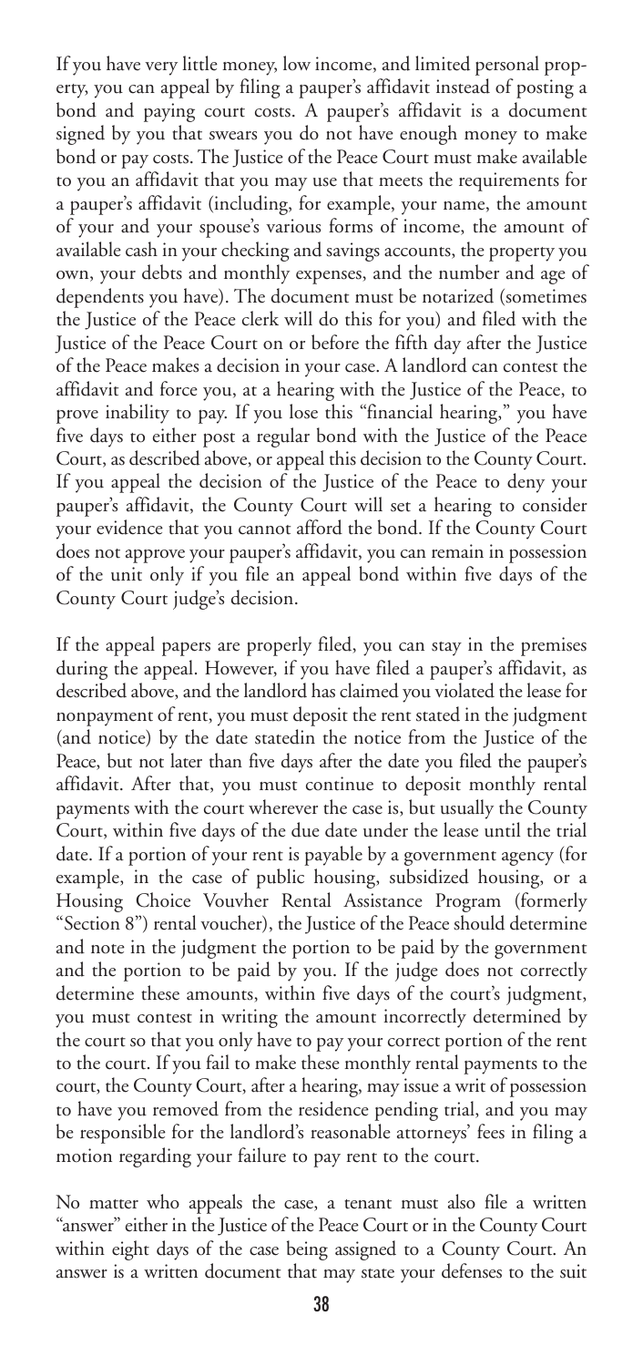If you have very little money, low income, and limited personal property, you can appeal by filing a pauper's affidavit instead of posting a bond and paying court costs. A pauper's affidavit is a document signed by you that swears you do not have enough money to make bond or pay costs. The Justice of the Peace Court must make available to you an affidavit that you may use that meets the requirements for a pauper's affidavit (including, for example, your name, the amount of your and your spouse's various forms of income, the amount of available cash in your checking and savings accounts, the property you own, your debts and monthly expenses, and the number and age of dependents you have). The document must be notarized (sometimes the Justice of the Peace clerk will do this for you) and filed with the Justice of the Peace Court on or before the fifth day after the Justice of the Peace makes a decision in your case. A landlord can contest the affidavit and force you, at a hearing with the Justice of the Peace, to prove inability to pay. If you lose this "financial hearing," you have five days to either post a regular bond with the Justice of the Peace Court, as described above, or appeal this decision to the County Court. If you appeal the decision of the Justice of the Peace to deny your pauper's affidavit, the County Court will set a hearing to consider your evidence that you cannot afford the bond. If the County Court does not approve your pauper's affidavit, you can remain in possession of the unit only if you file an appeal bond within five days of the County Court judge's decision.

If the appeal papers are properly filed, you can stay in the premises during the appeal. However, if you have filed a pauper's affidavit, as described above, and the landlord has claimed you violated the lease for nonpayment of rent, you must deposit the rent stated in the judgment (and notice) by the date statedin the notice from the Justice of the Peace, but not later than five days after the date you filed the pauper's affidavit. After that, you must continue to deposit monthly rental payments with the court wherever the case is, but usually the County Court, within five days of the due date under the lease until the trial date. If a portion of your rent is payable by a government agency (for example, in the case of public housing, subsidized housing, or a Housing Choice Vouvher Rental Assistance Program (formerly "Section 8") rental voucher), the Justice of the Peace should determine and note in the judgment the portion to be paid by the government and the portion to be paid by you. If the judge does not correctly determine these amounts, within five days of the court's judgment, you must contest in writing the amount incorrectly determined by the court so that you only have to pay your correct portion of the rent to the court. If you fail to make these monthly rental payments to the court, the County Court, after a hearing, may issue a writ of possession to have you removed from the residence pending trial, and you may be responsible for the landlord's reasonable attorneys' fees in filing a motion regarding your failure to pay rent to the court.

No matter who appeals the case, a tenant must also file a written "answer" either in the Justice of the Peace Court or in the County Court within eight days of the case being assigned to a County Court. An answer is a written document that may state your defenses to the suit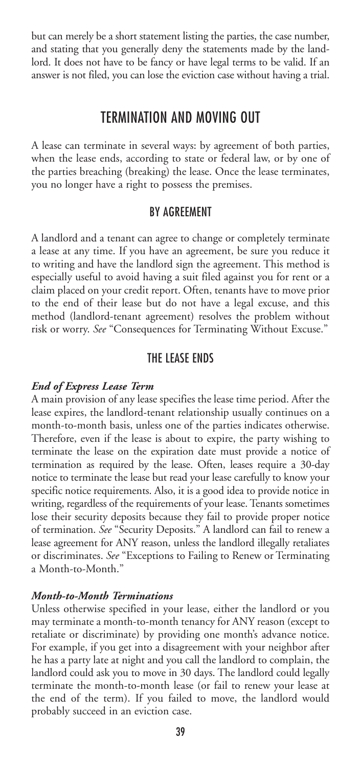but can merely be a short statement listing the parties, the case number, and stating that you generally deny the statements made by the landlord. It does not have to be fancy or have legal terms to be valid. If an answer is not filed, you can lose the eviction case without having a trial.

## TERMINATION AND MOVING OUT

A lease can terminate in several ways: by agreement of both parties, when the lease ends, according to state or federal law, or by one of the parties breaching (breaking) the lease. Once the lease terminates, you no longer have a right to possess the premises.

### BY AGREEMENT

A landlord and a tenant can agree to change or completely terminate a lease at any time. If you have an agreement, be sure you reduce it to writing and have the landlord sign the agreement. This method is especially useful to avoid having a suit filed against you for rent or a claim placed on your credit report. Often, tenants have to move prior to the end of their lease but do not have a legal excuse, and this method (landlord-tenant agreement) resolves the problem without risk or worry. *See* "Consequences for Terminating Without Excuse."

### THE LEASE ENDS

***End of Express Lease Term***

A main provision of any lease specifies the lease time period. After the lease expires, the landlord-tenant relationship usually continues on a month-to-month basis, unless one of the parties indicates otherwise. Therefore, even if the lease is about to expire, the party wishing to terminate the lease on the expiration date must provide a notice of termination as required by the lease. Often, leases require a 30-day notice to terminate the lease but read your lease carefully to know your specific notice requirements. Also, it is a good idea to provide notice in writing, regardless of the requirements of your lease. Tenants sometimes lose their security deposits because they fail to provide proper notice of termination. *See* "Security Deposits." A landlord can fail to renew a lease agreement for ANY reason, unless the landlord illegally retaliates or discriminates. *See* "Exceptions to Failing to Renew or Terminating a Month-to-Month."

***Month-to-Month Terminations***

Unless otherwise specified in your lease, either the landlord or you may terminate a month-to-month tenancy for ANY reason (except to retaliate or discriminate) by providing one month's advance notice. For example, if you get into a disagreement with your neighbor after he has a party late at night and you call the landlord to complain, the landlord could ask you to move in 30 days. The landlord could legally terminate the month-to-month lease (or fail to renew your lease at the end of the term). If you failed to move, the landlord would probably succeed in an eviction case.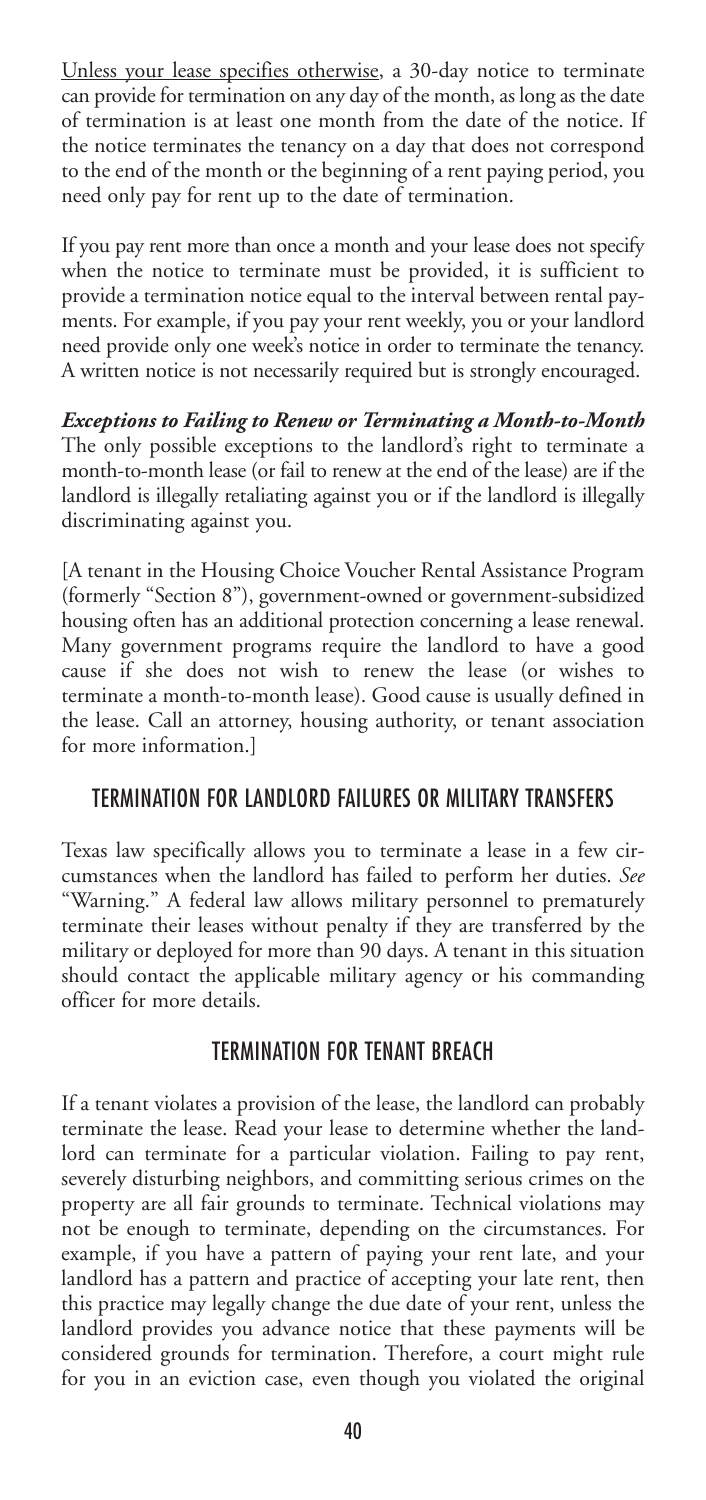Unless your lease specifies otherwise, a 30-day notice to terminate can provide for termination on any day of the month, as long as the date of termination is at least one month from the date of the notice. If the notice terminates the tenancy on a day that does not correspond to the end of the month or the beginning of a rent paying period, you need only pay for rent up to the date of termination.

If you pay rent more than once a month and your lease does not specify when the notice to terminate must be provided, it is sufficient to provide a termination notice equal to the interval between rental payments. For example, if you pay your rent weekly, you or your landlord need provide only one week's notice in order to terminate the tenancy. A written notice is not necessarily required but is strongly encouraged.

***Exceptions to Failing to Renew or Terminating a Month-to-Month***
The only possible exceptions to the landlord's right to terminate a month-to-month lease (or fail to renew at the end of the lease) are if the landlord is illegally retaliating against you or if the landlord is illegally discriminating against you.

[A tenant in the Housing Choice Voucher Rental Assistance Program (formerly "Section 8"), government-owned or government-subsidized housing often has an additional protection concerning a lease renewal. Many government programs require the landlord to have a good cause if she does not wish to renew the lease (or wishes to terminate a month-to-month lease). Good cause is usually defined in the lease. Call an attorney, housing authority, or tenant association for more information.]

## TERMINATION FOR LANDLORD FAILURES OR MILITARY TRANSFERS

Texas law specifically allows you to terminate a lease in a few circumstances when the landlord has failed to perform her duties. *See* "Warning." A federal law allows military personnel to prematurely terminate their leases without penalty if they are transferred by the military or deployed for more than 90 days. A tenant in this situation should contact the applicable military agency or his commanding officer for more details.

## TERMINATION FOR TENANT BREACH

If a tenant violates a provision of the lease, the landlord can probably terminate the lease. Read your lease to determine whether the landlord can terminate for a particular violation. Failing to pay rent, severely disturbing neighbors, and committing serious crimes on the property are all fair grounds to terminate. Technical violations may not be enough to terminate, depending on the circumstances. For example, if you have a pattern of paying your rent late, and your landlord has a pattern and practice of accepting your late rent, then this practice may legally change the due date of your rent, unless the landlord provides you advance notice that these payments will be considered grounds for termination. Therefore, a court might rule for you in an eviction case, even though you violated the original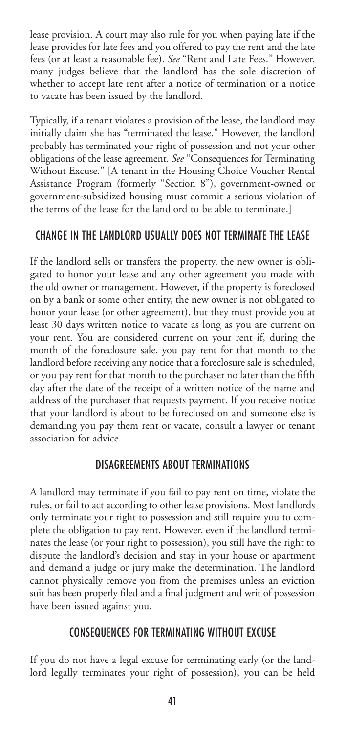lease provision. A court may also rule for you when paying late if the lease provides for late fees and you offered to pay the rent and the late fees (or at least a reasonable fee). *See* "Rent and Late Fees." However, many judges believe that the landlord has the sole discretion of whether to accept late rent after a notice of termination or a notice to vacate has been issued by the landlord.

Typically, if a tenant violates a provision of the lease, the landlord may initially claim she has "terminated the lease." However, the landlord probably has terminated your right of possession and not your other obligations of the lease agreement. *See* "Consequences for Terminating Without Excuse." [A tenant in the Housing Choice Voucher Rental Assistance Program (formerly "Section 8"), government-owned or government-subsidized housing must commit a serious violation of the terms of the lease for the landlord to be able to terminate.]

## CHANGE IN THE LANDLORD USUALLY DOES NOT TERMINATE THE LEASE

If the landlord sells or transfers the property, the new owner is obligated to honor your lease and any other agreement you made with the old owner or management. However, if the property is foreclosed on by a bank or some other entity, the new owner is not obligated to honor your lease (or other agreement), but they must provide you at least 30 days written notice to vacate as long as you are current on your rent. You are considered current on your rent if, during the month of the foreclosure sale, you pay rent for that month to the landlord before receiving any notice that a foreclosure sale is scheduled, or you pay rent for that month to the purchaser no later than the fifth day after the date of the receipt of a written notice of the name and address of the purchaser that requests payment. If you receive notice that your landlord is about to be foreclosed on and someone else is demanding you pay them rent or vacate, consult a lawyer or tenant association for advice.

## DISAGREEMENTS ABOUT TERMINATIONS

A landlord may terminate if you fail to pay rent on time, violate the rules, or fail to act according to other lease provisions. Most landlords only terminate your right to possession and still require you to complete the obligation to pay rent. However, even if the landlord terminates the lease (or your right to possession), you still have the right to dispute the landlord's decision and stay in your house or apartment and demand a judge or jury make the determination. The landlord cannot physically remove you from the premises unless an eviction suit has been properly filed and a final judgment and writ of possession have been issued against you.

## CONSEQUENCES FOR TERMINATING WITHOUT EXCUSE

If you do not have a legal excuse for terminating early (or the landlord legally terminates your right of possession), you can be held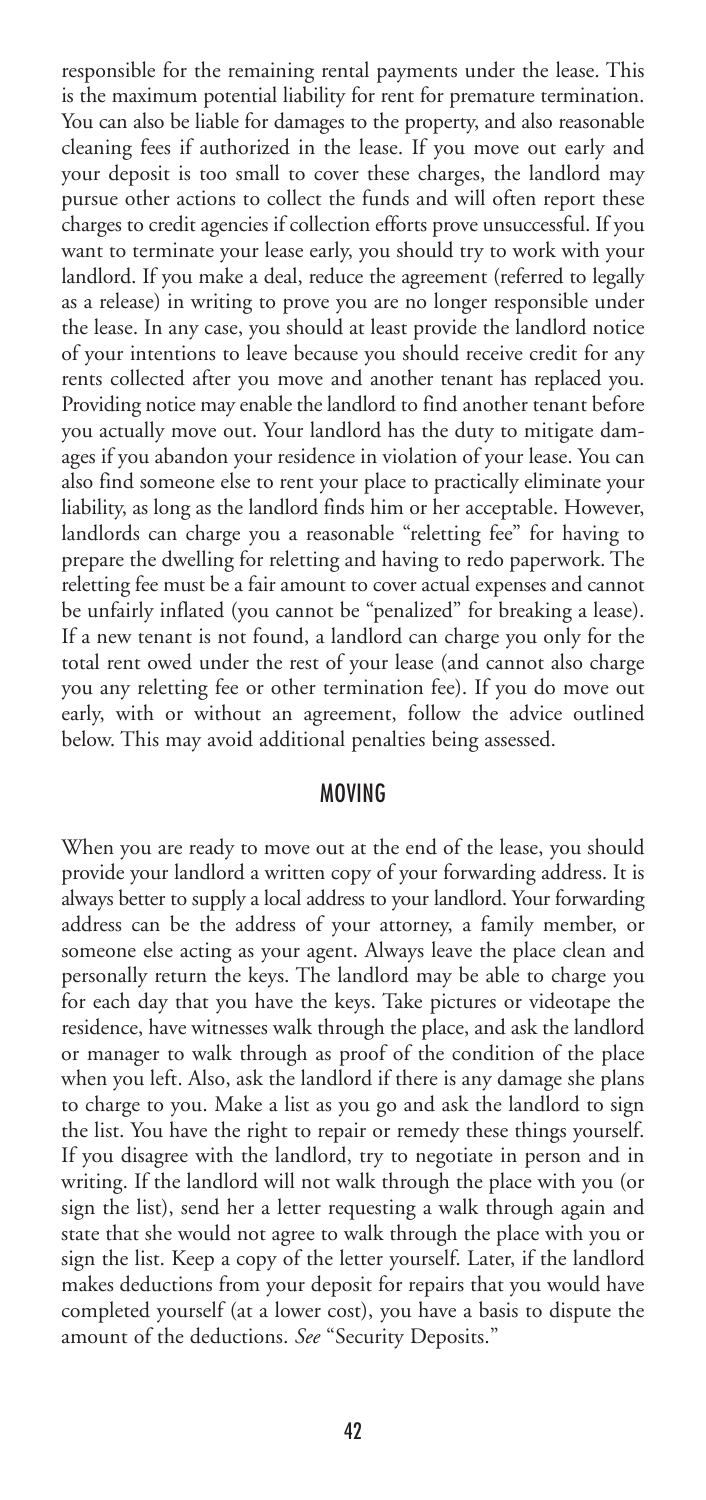responsible for the remaining rental payments under the lease. This is the maximum potential liability for rent for premature termination. You can also be liable for damages to the property, and also reasonable cleaning fees if authorized in the lease. If you move out early and your deposit is too small to cover these charges, the landlord may pursue other actions to collect the funds and will often report these charges to credit agencies if collection efforts prove unsuccessful. If you want to terminate your lease early, you should try to work with your landlord. If you make a deal, reduce the agreement (referred to legally as a release) in writing to prove you are no longer responsible under the lease. In any case, you should at least provide the landlord notice of your intentions to leave because you should receive credit for any rents collected after you move and another tenant has replaced you. Providing notice may enable the landlord to find another tenant before you actually move out. Your landlord has the duty to mitigate damages if you abandon your residence in violation of your lease. You can also find someone else to rent your place to practically eliminate your liability, as long as the landlord finds him or her acceptable. However, landlords can charge you a reasonable "reletting fee" for having to prepare the dwelling for reletting and having to redo paperwork. The reletting fee must be a fair amount to cover actual expenses and cannot be unfairly inflated (you cannot be "penalized" for breaking a lease). If a new tenant is not found, a landlord can charge you only for the total rent owed under the rest of your lease (and cannot also charge you any reletting fee or other termination fee). If you do move out early, with or without an agreement, follow the advice outlined below. This may avoid additional penalties being assessed.

## MOVING

When you are ready to move out at the end of the lease, you should provide your landlord a written copy of your forwarding address. It is always better to supply a local address to your landlord. Your forwarding address can be the address of your attorney, a family member, or someone else acting as your agent. Always leave the place clean and personally return the keys. The landlord may be able to charge you for each day that you have the keys. Take pictures or videotape the residence, have witnesses walk through the place, and ask the landlord or manager to walk through as proof of the condition of the place when you left. Also, ask the landlord if there is any damage she plans to charge to you. Make a list as you go and ask the landlord to sign the list. You have the right to repair or remedy these things yourself. If you disagree with the landlord, try to negotiate in person and in writing. If the landlord will not walk through the place with you (or sign the list), send her a letter requesting a walk through again and state that she would not agree to walk through the place with you or sign the list. Keep a copy of the letter yourself. Later, if the landlord makes deductions from your deposit for repairs that you would have completed yourself (at a lower cost), you have a basis to dispute the amount of the deductions. *See* "Security Deposits."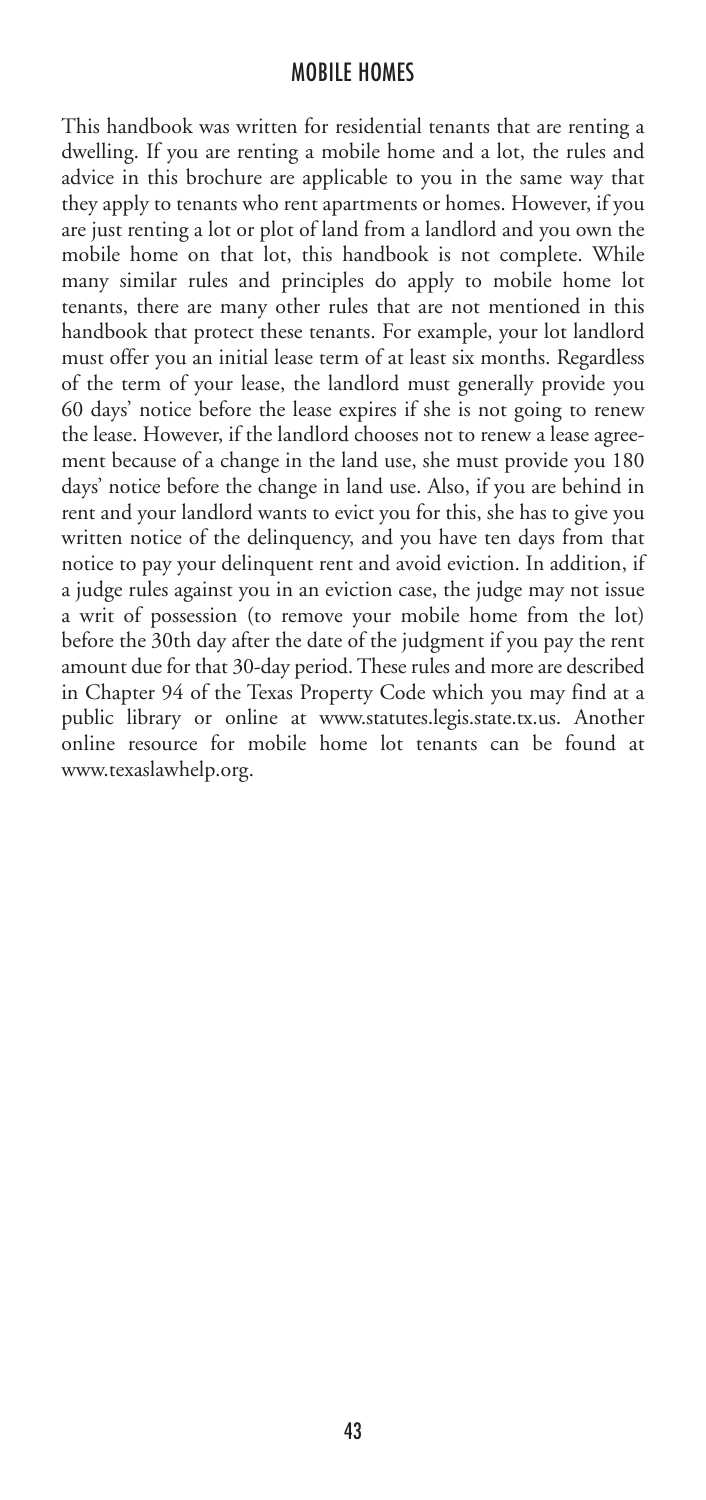# MOBILE HOMES

This handbook was written for residential tenants that are renting a dwelling. If you are renting a mobile home and a lot, the rules and advice in this brochure are applicable to you in the same way that they apply to tenants who rent apartments or homes. However, if you are just renting a lot or plot of land from a landlord and you own the mobile home on that lot, this handbook is not complete. While many similar rules and principles do apply to mobile home lot tenants, there are many other rules that are not mentioned in this handbook that protect these tenants. For example, your lot landlord must offer you an initial lease term of at least six months. Regardless of the term of your lease, the landlord must generally provide you 60 days' notice before the lease expires if she is not going to renew the lease. However, if the landlord chooses not to renew a lease agreement because of a change in the land use, she must provide you 180 days' notice before the change in land use. Also, if you are behind in rent and your landlord wants to evict you for this, she has to give you written notice of the delinquency, and you have ten days from that notice to pay your delinquent rent and avoid eviction. In addition, if a judge rules against you in an eviction case, the judge may not issue a writ of possession (to remove your mobile home from the lot) before the 30th day after the date of the judgment if you pay the rent amount due for that 30-day period. These rules and more are described in Chapter 94 of the Texas Property Code which you may find at a public library or online at www.statutes.legis.state.tx.us. Another online resource for mobile home lot tenants can be found at www.texaslawhelp.org.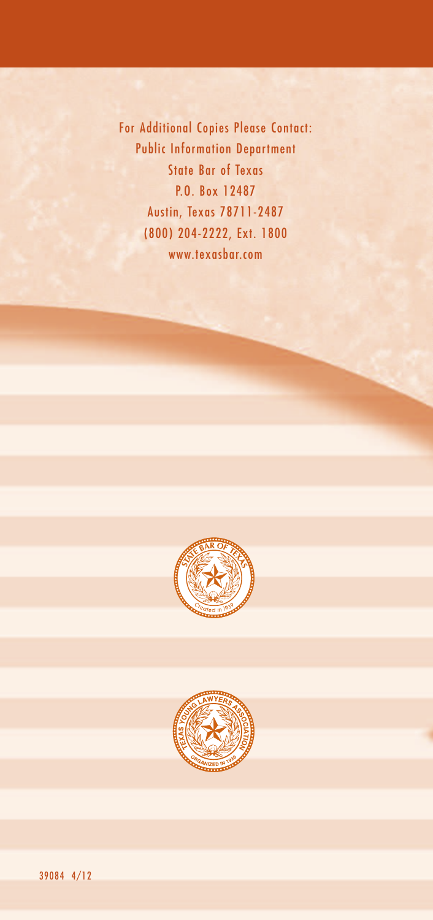For Additional Copies Please Contact:
Public Information Department
State Bar of Texas
P.O. Box 12487
Austin, Texas 78711-2487
(800) 204-2222, Ext. 1800
www.texasbar.com

39084 4/12